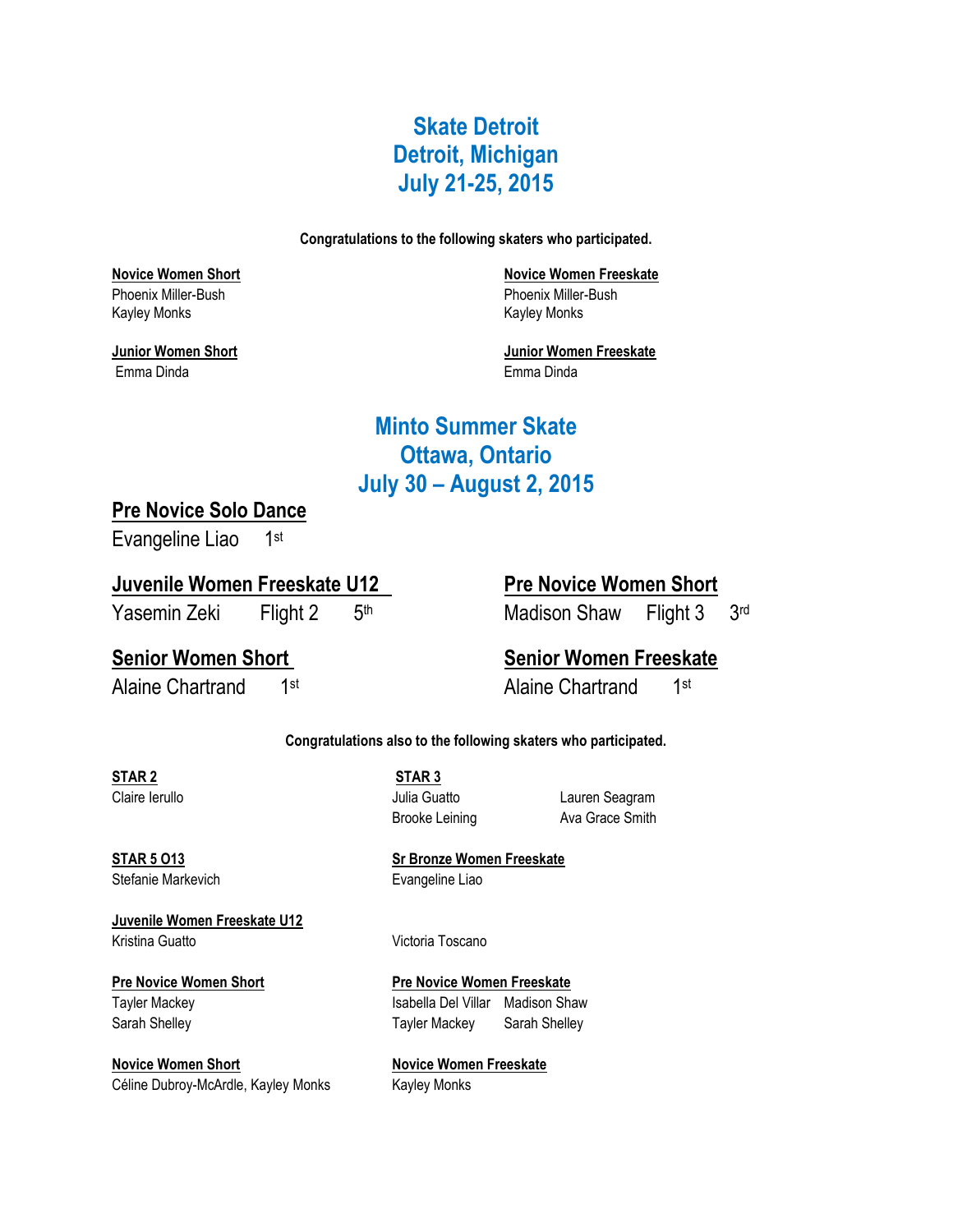# Skate Detroit
# Detroit, Michigan
# July 21-25, 2015

**Congratulations to the following skaters who participated.**

**Novice Women Short**
Phoenix Miller-Bush
Kayley Monks

**Novice Women Freeskate**
Phoenix Miller-Bush
Kayley Monks

**Junior Women Short**
Emma Dinda

**Junior Women Freeskate**
Emma Dinda

# Minto Summer Skate
# Ottawa, Ontario
# July 30 – August 2, 2015

## Pre Novice Solo Dance

Evangeline Liao 1st

## Juvenile Women Freeskate U12

Yasemin Zeki Flight 2 5th

## Pre Novice Women Short

Madison Shaw Flight 3 3rd

## Senior Women Short

Alaine Chartrand 1st

## Senior Women Freeskate

Alaine Chartrand 1st

**Congratulations also to the following skaters who participated.**

**STAR 2**
Claire Ierullo

**STAR 3**
Julia Guatto
Brooke Leining
Lauren Seagram
Ava Grace Smith

**STAR 5 O13**
Stefanie Markevich

**Sr Bronze Women Freeskate**
Evangeline Liao

**Juvenile Women Freeskate U12**
Kristina Guatto
Victoria Toscano

**Pre Novice Women Short**
Tayler Mackey
Sarah Shelley

**Pre Novice Women Freeskate**
Isabella Del Villar
Tayler Mackey
Madison Shaw
Sarah Shelley

**Novice Women Short**
Céline Dubroy-McArdle, Kayley Monks

**Novice Women Freeskate**
Kayley Monks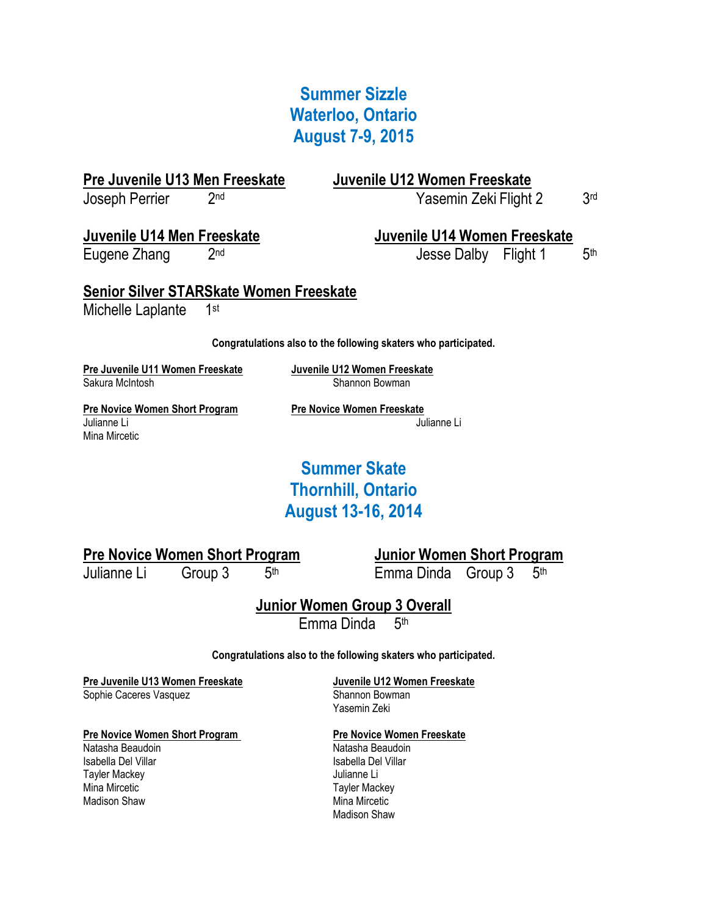# Summer Sizzle
# Waterloo, Ontario
# August 7-9, 2015

**Pre Juvenile U13 Men Freeskate**
Joseph Perrier 2nd

**Juvenile U12 Women Freeskate**
Yasemin Zeki Flight 2 3rd

**Juvenile U14 Men Freeskate**
Eugene Zhang 2nd

**Juvenile U14 Women Freeskate**
Jesse Dalby Flight 1 5th

**Senior Silver STARSkate Women Freeskate**
Michelle Laplante 1st

**Congratulations also to the following skaters who participated.**

**Pre Juvenile U11 Women Freeskate**
Sakura McIntosh

**Juvenile U12 Women Freeskate**
Shannon Bowman

**Pre Novice Women Short Program**
Julianne Li
Mina Mircetic

**Pre Novice Women Freeskate**
Julianne Li

# Summer Skate
# Thornhill, Ontario
# August 13-16, 2014

**Pre Novice Women Short Program**
Julianne Li Group 3 5th

**Junior Women Short Program**
Emma Dinda Group 3 5th

**Junior Women Group 3 Overall**
Emma Dinda 5th

**Congratulations also to the following skaters who participated.**

**Pre Juvenile U13 Women Freeskate**
Sophie Caceres Vasquez

**Juvenile U12 Women Freeskate**
Shannon Bowman
Yasemin Zeki

**Pre Novice Women Short Program**
Natasha Beaudoin
Isabella Del Villar
Tayler Mackey
Mina Mircetic
Madison Shaw

**Pre Novice Women Freeskate**
Natasha Beaudoin
Isabella Del Villar
Julianne Li
Tayler Mackey
Mina Mircetic
Madison Shaw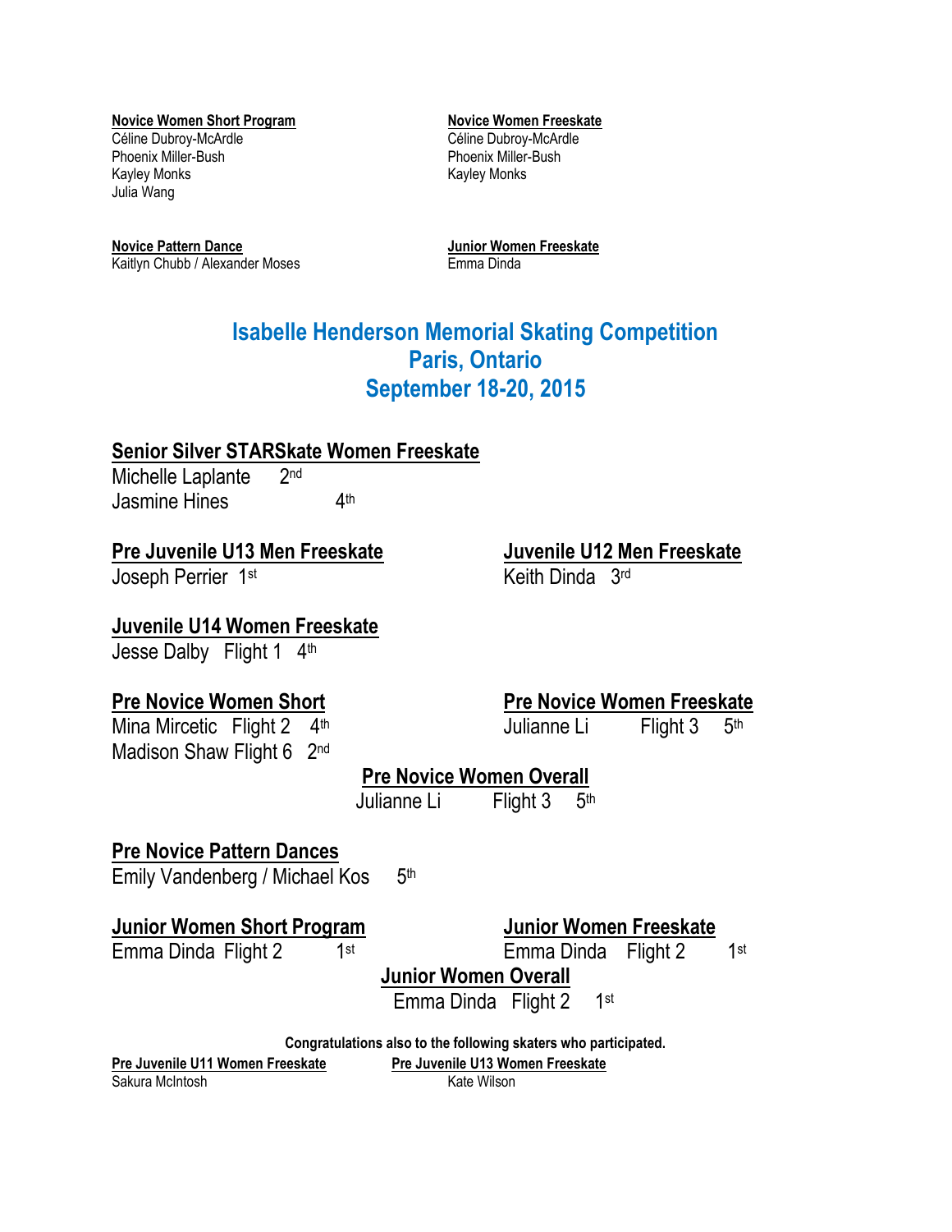**Novice Women Short Program**
Céline Dubroy-McArdle
Phoenix Miller-Bush
Kayley Monks
Julia Wang

**Novice Women Freeskate**
Céline Dubroy-McArdle
Phoenix Miller-Bush
Kayley Monks

**Novice Pattern Dance**
Kaitlyn Chubb / Alexander Moses

**Junior Women Freeskate**
Emma Dinda

# Isabelle Henderson Memorial Skating Competition
# Paris, Ontario
# September 18-20, 2015

## Senior Silver STARSkate Women Freeskate
Michelle Laplante 2nd
Jasmine Hines 4th

## Pre Juvenile U13 Men Freeskate
Joseph Perrier 1st

## Juvenile U12 Men Freeskate
Keith Dinda 3rd

## Juvenile U14 Women Freeskate
Jesse Dalby Flight 1 4th

## Pre Novice Women Short
Mina Mircetic Flight 2 4th
Madison Shaw Flight 6 2nd

## Pre Novice Women Freeskate
Julianne Li Flight 3 5th

## Pre Novice Women Overall
Julianne Li Flight 3 5th

## Pre Novice Pattern Dances
Emily Vandenberg / Michael Kos 5th

## Junior Women Short Program
Emma Dinda Flight 2 1st

## Junior Women Freeskate
Emma Dinda Flight 2 1st

## Junior Women Overall
Emma Dinda Flight 2 1st

**Congratulations also to the following skaters who participated.**

**Pre Juvenile U11 Women Freeskate**
Sakura McIntosh

**Pre Juvenile U13 Women Freeskate**
Kate Wilson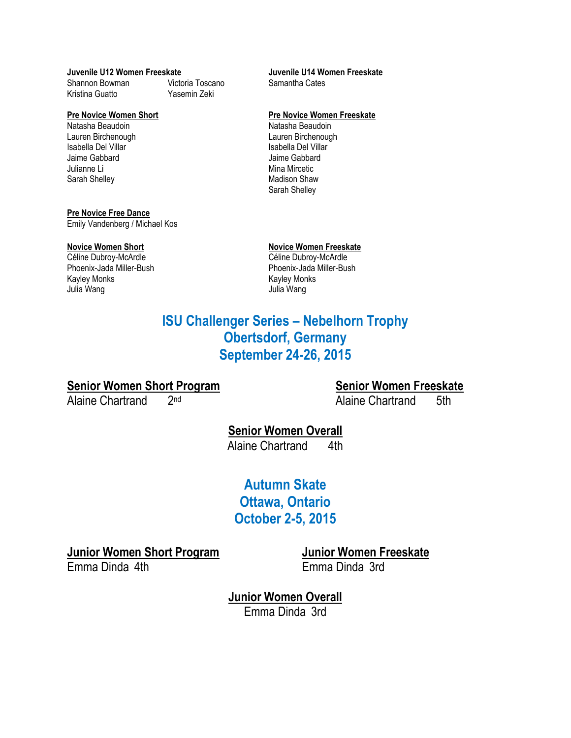**Juvenile U12 Women Freeskate**
Shannon Bowman
Kristina Guatto
Victoria Toscano
Yasemin Zeki

**Juvenile U14 Women Freeskate**
Samantha Cates

**Pre Novice Women Short**
Natasha Beaudoin
Lauren Birchenough
Isabella Del Villar
Jaime Gabbard
Julianne Li
Sarah Shelley

**Pre Novice Women Freeskate**
Natasha Beaudoin
Lauren Birchenough
Isabella Del Villar
Jaime Gabbard
Mina Mircetic
Madison Shaw
Sarah Shelley

**Pre Novice Free Dance**
Emily Vandenberg / Michael Kos

**Novice Women Short**
Céline Dubroy-McArdle
Phoenix-Jada Miller-Bush
Kayley Monks
Julia Wang

**Novice Women Freeskate**
Céline Dubroy-McArdle
Phoenix-Jada Miller-Bush
Kayley Monks
Julia Wang

## ISU Challenger Series – Nebelhorn Trophy
## Obertsdorf, Germany
## September 24-26, 2015

**Senior Women Short Program**
Alaine Chartrand 2nd

**Senior Women Freeskate**
Alaine Chartrand 5th

**Senior Women Overall**
Alaine Chartrand 4th

## Autumn Skate
## Ottawa, Ontario
## October 2-5, 2015

**Junior Women Short Program**
Emma Dinda 4th

**Junior Women Freeskate**
Emma Dinda 3rd

**Junior Women Overall**
Emma Dinda 3rd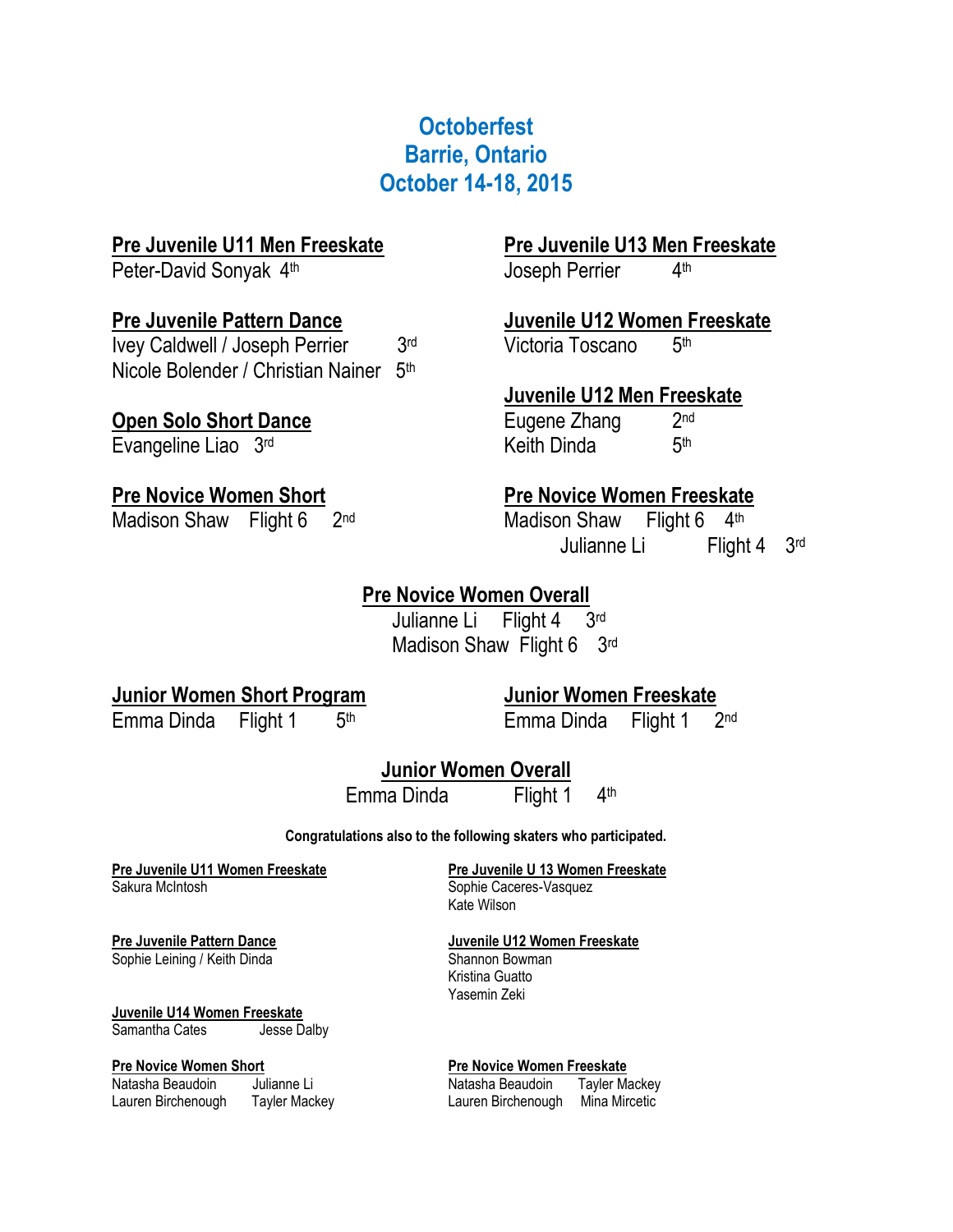# Octoberfest
# Barrie, Ontario
# October 14-18, 2015

**Pre Juvenile U11 Men Freeskate**
Peter-David Sonyak 4th

**Pre Juvenile Pattern Dance**
Ivey Caldwell / Joseph Perrier 3rd
Nicole Bolender / Christian Nainer 5th

**Open Solo Short Dance**
Evangeline Liao 3rd

**Pre Novice Women Short**
Madison Shaw Flight 6 2nd

**Pre Juvenile U13 Men Freeskate**
Joseph Perrier 4th

**Juvenile U12 Women Freeskate**
Victoria Toscano 5th

**Juvenile U12 Men Freeskate**
Eugene Zhang 2nd
Keith Dinda 5th

**Pre Novice Women Freeskate**
Madison Shaw Flight 6 4th
Julianne Li Flight 4 3rd

**Pre Novice Women Overall**
Julianne Li Flight 4 3rd
Madison Shaw Flight 6 3rd

**Junior Women Short Program**
Emma Dinda Flight 1 5th

**Junior Women Freeskate**
Emma Dinda Flight 1 2nd

**Junior Women Overall**
Emma Dinda Flight 1 4th

**Congratulations also to the following skaters who participated.**

**Pre Juvenile U11 Women Freeskate**
Sakura McIntosh

**Pre Juvenile Pattern Dance**
Sophie Leining / Keith Dinda

**Juvenile U14 Women Freeskate**
Samantha Cates
Jesse Dalby

**Pre Novice Women Short**
Natasha Beaudoin
Lauren Birchenough
Julianne Li
Tayler Mackey

**Pre Juvenile U 13 Women Freeskate**
Sophie Caceres-Vasquez
Kate Wilson

**Juvenile U12 Women Freeskate**
Shannon Bowman
Kristina Guatto
Yasemin Zeki

**Pre Novice Women Freeskate**
Natasha Beaudoin
Lauren Birchenough
Tayler Mackey
Mina Mircetic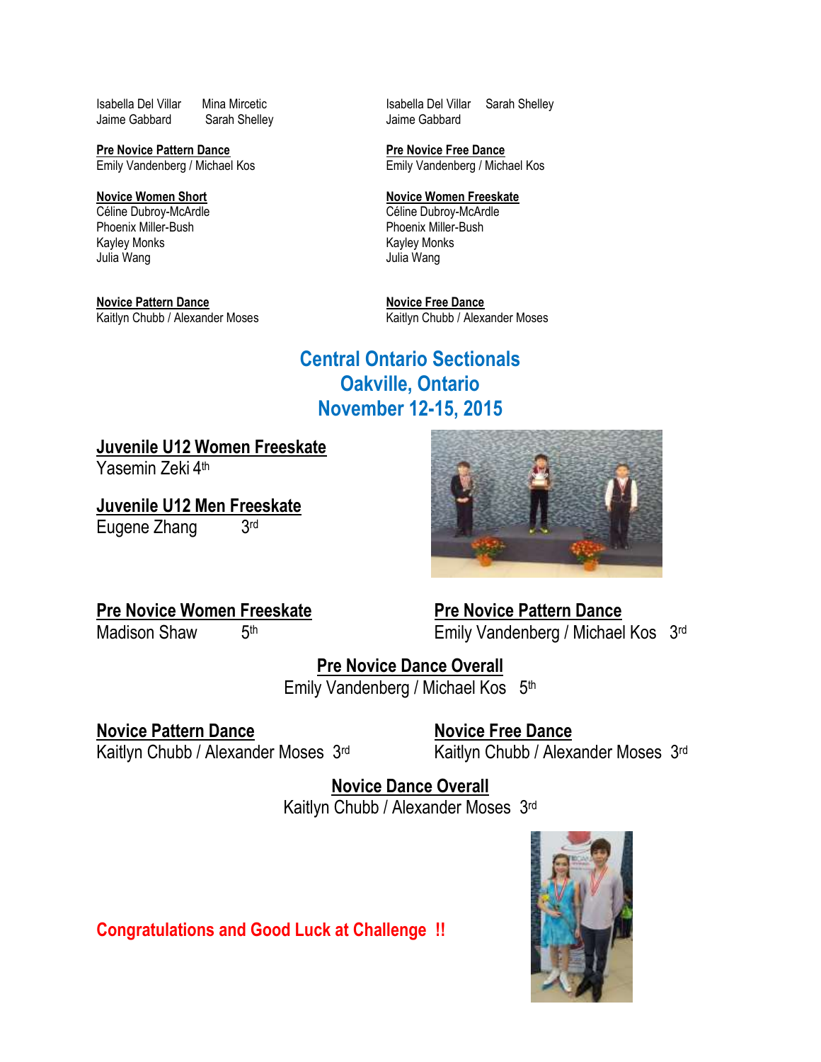Isabella Del Villar    Mina Mircetic
Jaime Gabbard    Sarah Shelley

Isabella Del Villar    Sarah Shelley
Jaime Gabbard

**Pre Novice Pattern Dance**
Emily Vandenberg / Michael Kos

**Pre Novice Free Dance**
Emily Vandenberg / Michael Kos

**Novice Women Short**
Céline Dubroy-McArdle
Phoenix Miller-Bush
Kayley Monks
Julia Wang

**Novice Women Freeskate**
Céline Dubroy-McArdle
Phoenix Miller-Bush
Kayley Monks
Julia Wang

**Novice Pattern Dance**
Kaitlyn Chubb / Alexander Moses

**Novice Free Dance**
Kaitlyn Chubb / Alexander Moses

## Central Ontario Sectionals
## Oakville, Ontario
## November 12-15, 2015

**Juvenile U12 Women Freeskate**
Yasemin Zeki 4th

**Juvenile U12 Men Freeskate**
Eugene Zhang 3rd

**Pre Novice Women Freeskate**
Madison Shaw 5th

**Pre Novice Pattern Dance**
Emily Vandenberg / Michael Kos 3rd

**Pre Novice Dance Overall**
Emily Vandenberg / Michael Kos 5th

**Novice Pattern Dance**
Kaitlyn Chubb / Alexander Moses 3rd

**Novice Free Dance**
Kaitlyn Chubb / Alexander Moses 3rd

**Novice Dance Overall**
Kaitlyn Chubb / Alexander Moses 3rd

**Congratulations and Good Luck at Challenge !!**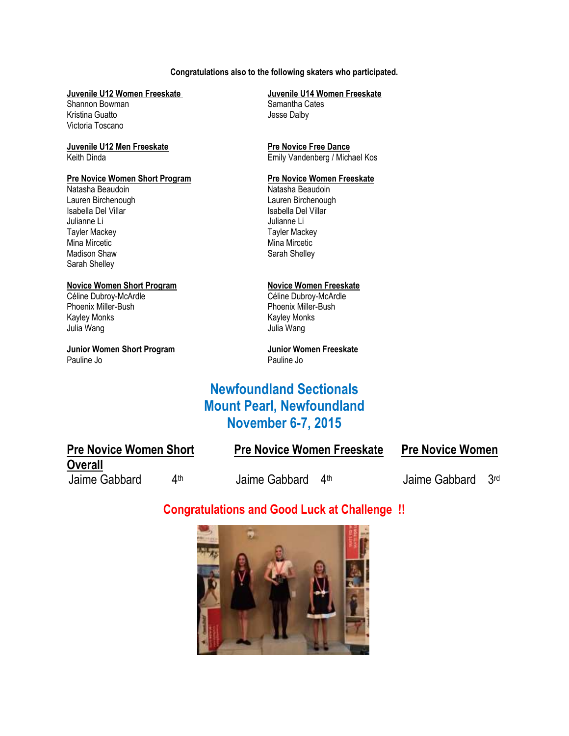**Congratulations also to the following skaters who participated.**

**Juvenile U12 Women Freeskate**
Shannon Bowman
Kristina Guatto
Victoria Toscano

**Juvenile U14 Women Freeskate**
Samantha Cates
Jesse Dalby

**Juvenile U12 Men Freeskate**
Keith Dinda

**Pre Novice Free Dance**
Emily Vandenberg / Michael Kos

**Pre Novice Women Short Program**
Natasha Beaudoin
Lauren Birchenough
Isabella Del Villar
Julianne Li
Tayler Mackey
Mina Mircetic
Madison Shaw
Sarah Shelley

**Pre Novice Women Freeskate**
Natasha Beaudoin
Lauren Birchenough
Isabella Del Villar
Julianne Li
Tayler Mackey
Mina Mircetic
Sarah Shelley

**Novice Women Short Program**
Céline Dubroy-McArdle
Phoenix Miller-Bush
Kayley Monks
Julia Wang

**Novice Women Freeskate**
Céline Dubroy-McArdle
Phoenix Miller-Bush
Kayley Monks
Julia Wang

**Junior Women Short Program**
Pauline Jo

**Junior Women Freeskate**
Pauline Jo

## Newfoundland Sectionals
## Mount Pearl, Newfoundland
## November 6-7, 2015

**Pre Novice Women Short**
Jaime Gabbard 4th

**Pre Novice Women Freeskate**
Jaime Gabbard 4th

**Pre Novice Women Overall**
Jaime Gabbard 3rd

**Congratulations and Good Luck at Challenge !!**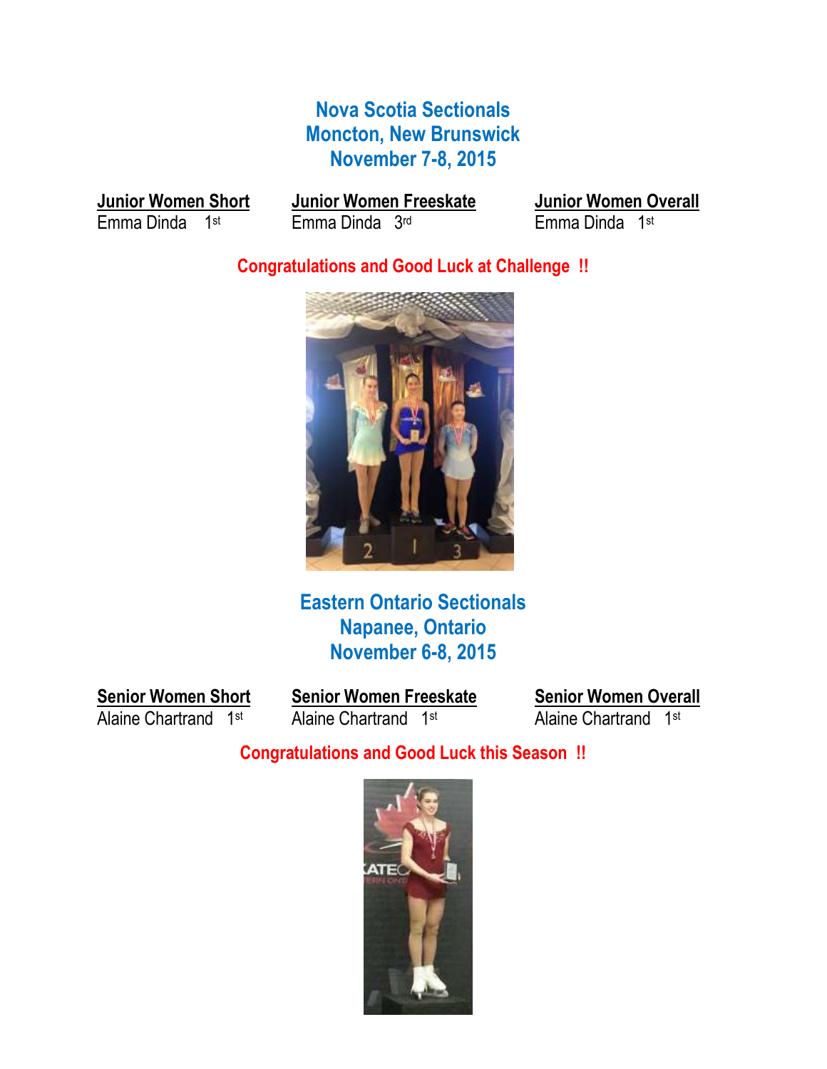## Nova Scotia Sectionals
## Moncton, New Brunswick
## November 7-8, 2015

| **Junior Women Short** | **Junior Women Freeskate** | **Junior Women Overall** |
|---|---|---|
| Emma Dinda 1st | Emma Dinda 3rd | Emma Dinda 1st |

**Congratulations and Good Luck at Challenge !!**

## Eastern Ontario Sectionals
## Napanee, Ontario
## November 6-8, 2015

| **Senior Women Short** | **Senior Women Freeskate** | **Senior Women Overall** |
|---|---|---|
| Alaine Chartrand 1st | Alaine Chartrand 1st | Alaine Chartrand 1st |

**Congratulations and Good Luck this Season !!**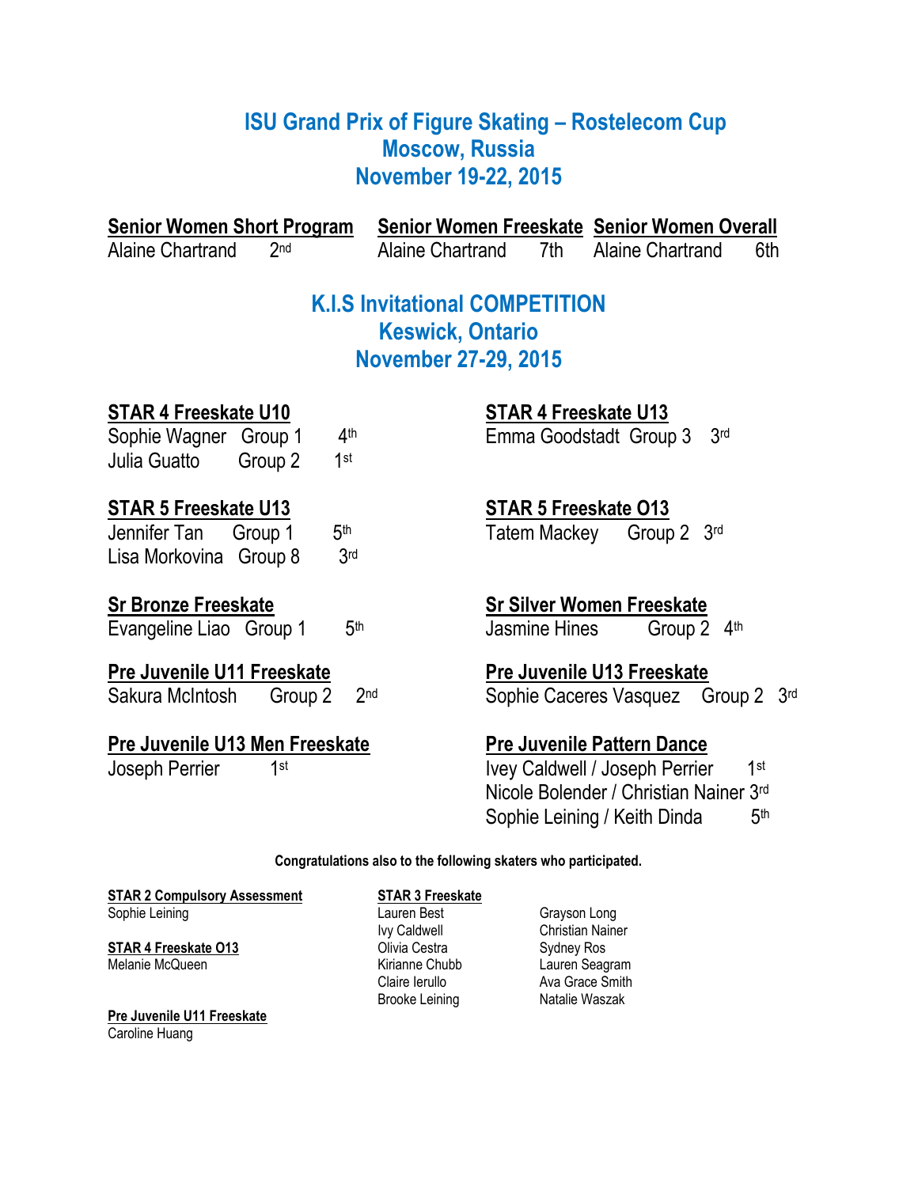## ISU Grand Prix of Figure Skating – Rostelecom Cup
## Moscow, Russia
## November 19-22, 2015

**Senior Women Short Program**
Alaine Chartrand 2nd

**Senior Women Freeskate**
Alaine Chartrand 7th

**Senior Women Overall**
Alaine Chartrand 6th

## K.I.S Invitational COMPETITION
## Keswick, Ontario
## November 27-29, 2015

**STAR 4 Freeskate U10**
Sophie Wagner Group 1 4th
Julia Guatto Group 2 1st

**STAR 4 Freeskate U13**
Emma Goodstadt Group 3 3rd

**STAR 5 Freeskate U13**
Jennifer Tan Group 1 5th
Lisa Morkovina Group 8 3rd

**STAR 5 Freeskate O13**
Tatem Mackey Group 2 3rd

**Sr Bronze Freeskate**
Evangeline Liao Group 1 5th

**Sr Silver Women Freeskate**
Jasmine Hines Group 2 4th

**Pre Juvenile U11 Freeskate**
Sakura McIntosh Group 2 2nd

**Pre Juvenile U13 Freeskate**
Sophie Caceres Vasquez Group 2 3rd

**Pre Juvenile U13 Men Freeskate**
Joseph Perrier 1st

**Pre Juvenile Pattern Dance**
Ivey Caldwell / Joseph Perrier 1st
Nicole Bolender / Christian Nainer 3rd
Sophie Leining / Keith Dinda 5th

**Congratulations also to the following skaters who participated.**

**STAR 2 Compulsory Assessment**
Sophie Leining

**STAR 4 Freeskate O13**
Melanie McQueen

**Pre Juvenile U11 Freeskate**
Caroline Huang

**STAR 3 Freeskate**
Lauren Best
Ivy Caldwell
Olivia Cestra
Kirianne Chubb
Claire Ierullo
Brooke Leining
Grayson Long
Christian Nainer
Sydney Ros
Lauren Seagram
Ava Grace Smith
Natalie Waszak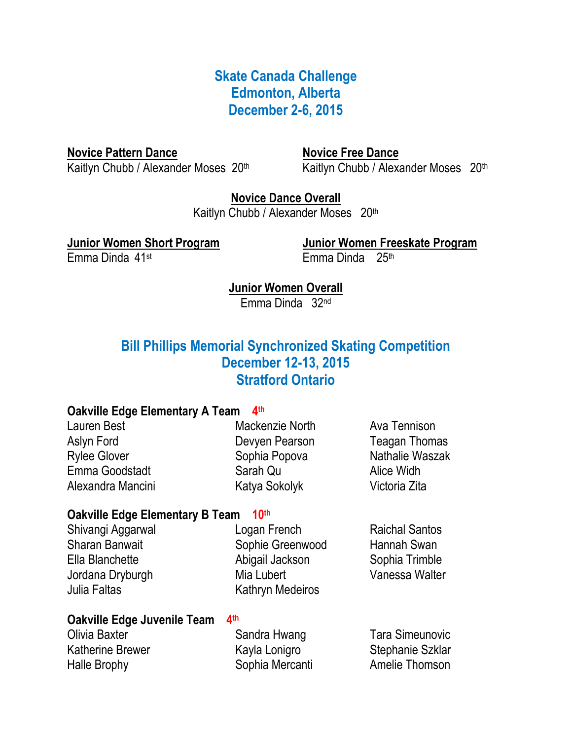## Skate Canada Challenge
## Edmonton, Alberta
## December 2-6, 2015

**Novice Pattern Dance**
Kaitlyn Chubb / Alexander Moses 20th

**Novice Free Dance**
Kaitlyn Chubb / Alexander Moses 20th

**Novice Dance Overall**
Kaitlyn Chubb / Alexander Moses 20th

**Junior Women Short Program**
Emma Dinda 41st

**Junior Women Freeskate Program**
Emma Dinda 25th

**Junior Women Overall**
Emma Dinda 32nd

## Bill Phillips Memorial Synchronized Skating Competition
## December 12-13, 2015
## Stratford Ontario

**Oakville Edge Elementary A Team 4th**

Lauren Best
Aslyn Ford
Rylee Glover
Emma Goodstadt
Alexandra Mancini
Mackenzie North
Devyen Pearson
Sophia Popova
Sarah Qu
Katya Sokolyk
Ava Tennison
Teagan Thomas
Nathalie Waszak
Alice Widh
Victoria Zita

**Oakville Edge Elementary B Team 10th**

Shivangi Aggarwal
Sharan Banwait
Ella Blanchette
Jordana Dryburgh
Julia Faltas
Logan French
Sophie Greenwood
Abigail Jackson
Mia Lubert
Kathryn Medeiros
Raichal Santos
Hannah Swan
Sophia Trimble
Vanessa Walter

**Oakville Edge Juvenile Team 4th**

Olivia Baxter
Katherine Brewer
Halle Brophy
Sandra Hwang
Kayla Lonigro
Sophia Mercanti
Tara Simeunovic
Stephanie Szklar
Amelie Thomson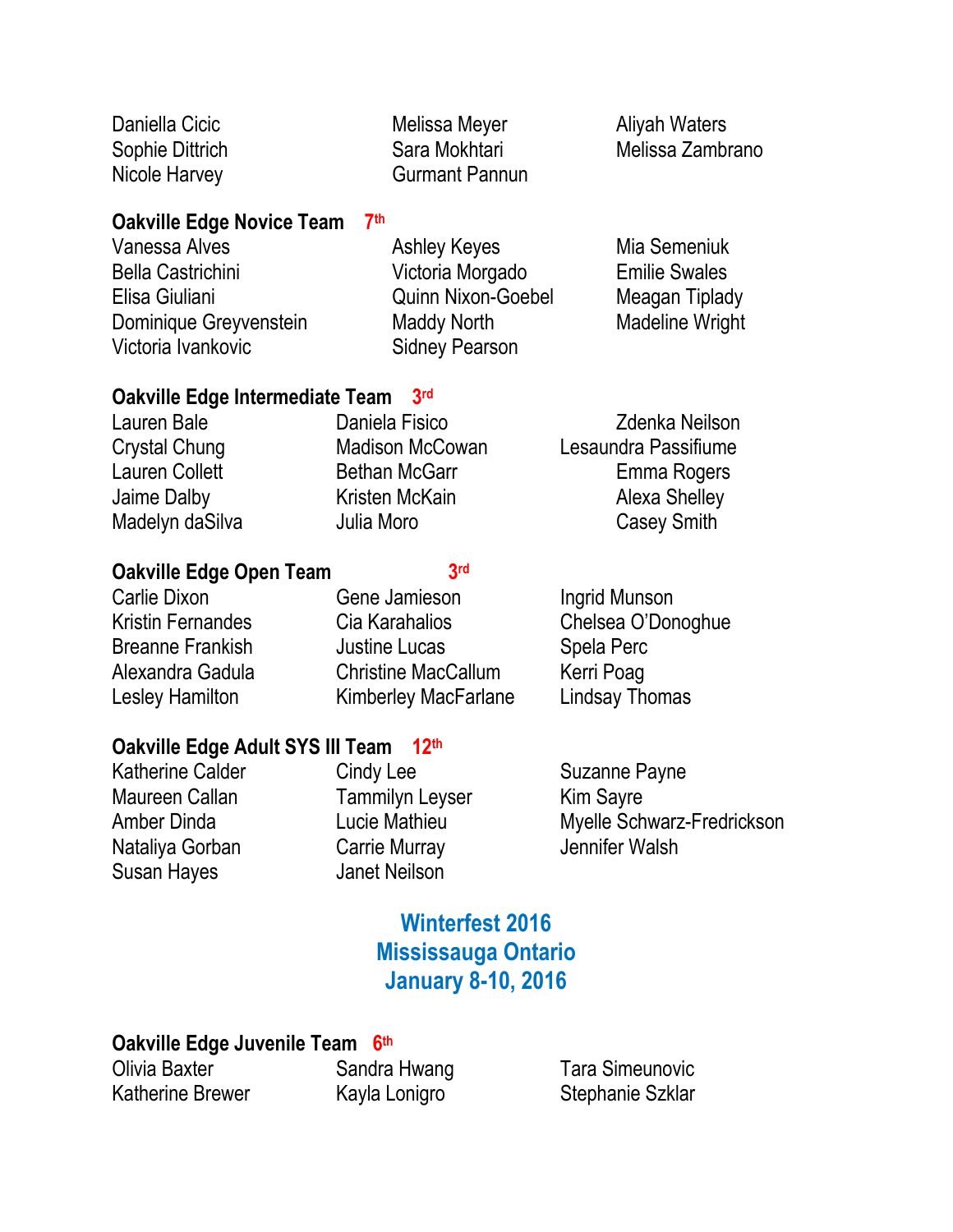Daniella Cicic
Sophie Dittrich
Nicole Harvey
Melissa Meyer
Sara Mokhtari
Gurmant Pannun
Aliyah Waters
Melissa Zambrano

**Oakville Edge Novice Team** 7th

Vanessa Alves
Bella Castrichini
Elisa Giuliani
Dominique Greyvenstein
Victoria Ivankovic
Ashley Keyes
Victoria Morgado
Quinn Nixon-Goebel
Maddy North
Sidney Pearson
Mia Semeniuk
Emilie Swales
Meagan Tiplady
Madeline Wright

**Oakville Edge Intermediate Team** 3rd

Lauren Bale
Crystal Chung
Lauren Collett
Jaime Dalby
Madelyn daSilva
Daniela Fisico
Madison McCowan
Bethan McGarr
Kristen McKain
Julia Moro
Zdenka Neilson
Lesaundra Passifiume
Emma Rogers
Alexa Shelley
Casey Smith

**Oakville Edge Open Team** 3rd

Carlie Dixon
Kristin Fernandes
Breanne Frankish
Alexandra Gadula
Lesley Hamilton
Gene Jamieson
Cia Karahalios
Justine Lucas
Christine MacCallum
Kimberley MacFarlane
Ingrid Munson
Chelsea O'Donoghue
Spela Perc
Kerri Poag
Lindsay Thomas

**Oakville Edge Adult SYS III Team** 12th

Katherine Calder
Maureen Callan
Amber Dinda
Nataliya Gorban
Susan Hayes
Cindy Lee
Tammilyn Leyser
Lucie Mathieu
Carrie Murray
Janet Neilson
Suzanne Payne
Kim Sayre
Myelle Schwarz-Fredrickson
Jennifer Walsh

## Winterfest 2016
## Mississauga Ontario
## January 8-10, 2016

**Oakville Edge Juvenile Team** 6th

Olivia Baxter
Katherine Brewer
Sandra Hwang
Kayla Lonigro
Tara Simeunovic
Stephanie Szklar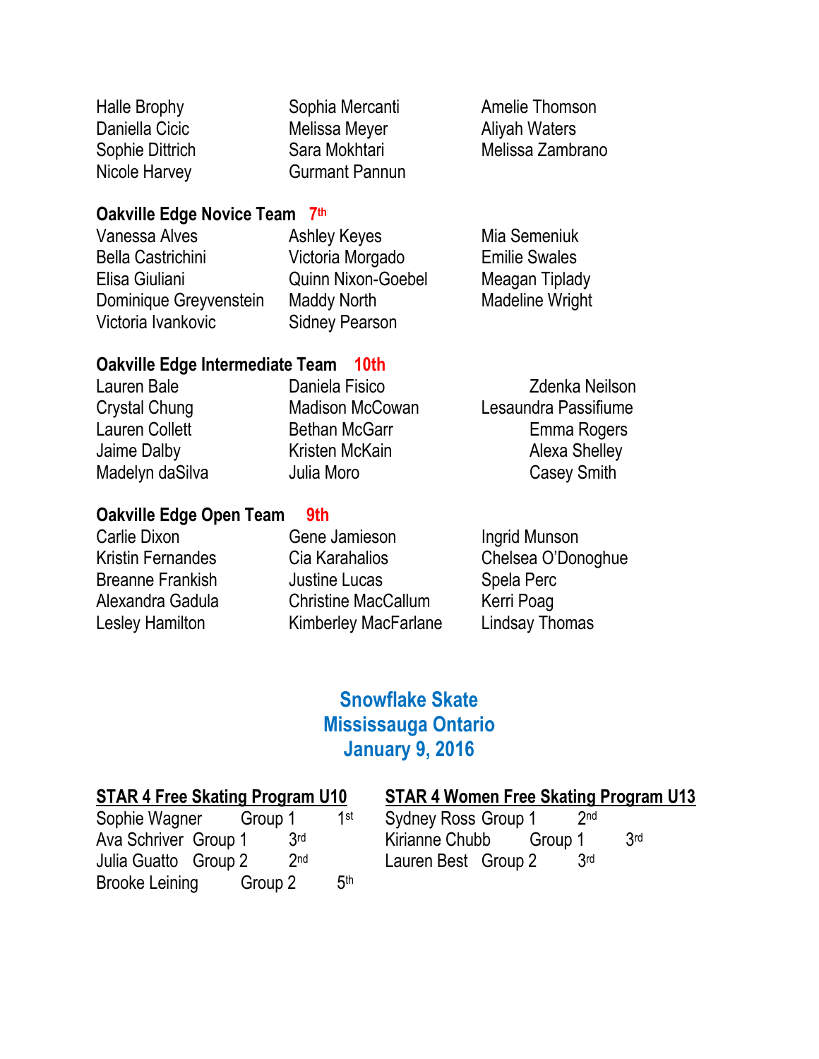Halle Brophy
Daniella Cicic
Sophie Dittrich
Nicole Harvey
Sophia Mercanti
Melissa Meyer
Sara Mokhtari
Gurmant Pannun
Amelie Thomson
Aliyah Waters
Melissa Zambrano

**Oakville Edge Novice Team 7th**

Vanessa Alves
Bella Castrichini
Elisa Giuliani
Dominique Greyvenstein
Victoria Ivankovic
Ashley Keyes
Victoria Morgado
Quinn Nixon-Goebel
Maddy North
Sidney Pearson
Mia Semeniuk
Emilie Swales
Meagan Tiplady
Madeline Wright

**Oakville Edge Intermediate Team 10th**

Lauren Bale
Crystal Chung
Lauren Collett
Jaime Dalby
Madelyn daSilva
Daniela Fisico
Madison McCowan
Bethan McGarr
Kristen McKain
Julia Moro
Zdenka Neilson
Lesaundra Passifiume
Emma Rogers
Alexa Shelley
Casey Smith

**Oakville Edge Open Team 9th**

Carlie Dixon
Kristin Fernandes
Breanne Frankish
Alexandra Gadula
Lesley Hamilton
Gene Jamieson
Cia Karahalios
Justine Lucas
Christine MacCallum
Kimberley MacFarlane
Ingrid Munson
Chelsea O'Donoghue
Spela Perc
Kerri Poag
Lindsay Thomas

## Snowflake Skate
## Mississauga Ontario
## January 9, 2016

**STAR 4 Free Skating Program U10**

| Name | Group | Place |
|---|---|---|
| Sophie Wagner | Group 1 | 1st |
| Ava Schriver | Group 1 | 3rd |
| Julia Guatto | Group 2 | 2nd |
| Brooke Leining | Group 2 | 5th |

**STAR 4 Women Free Skating Program U13**

| Name | Group | Place |
|---|---|---|
| Sydney Ross | Group 1 | 2nd |
| Kirianne Chubb | Group 1 | 3rd |
| Lauren Best | Group 2 | 3rd |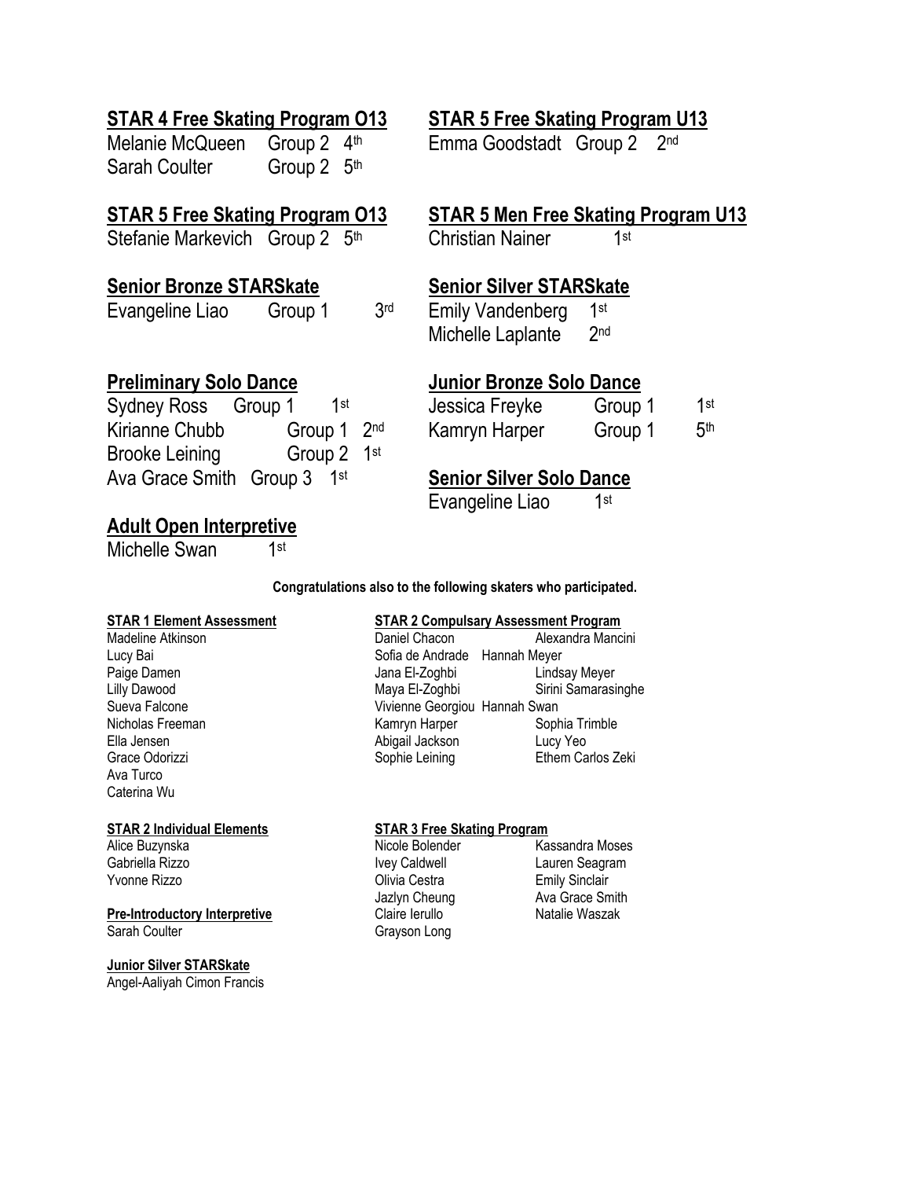**STAR 4 Free Skating Program O13**

Melanie McQueen Group 2 4th
Sarah Coulter Group 2 5th

**STAR 5 Free Skating Program O13**

Stefanie Markevich Group 2 5th

**Senior Bronze STARSkate**

Evangeline Liao Group 1 3rd

**Preliminary Solo Dance**

Sydney Ross Group 1 1st
Kirianne Chubb Group 1 2nd
Brooke Leining Group 2 1st
Ava Grace Smith Group 3 1st

**Adult Open Interpretive**

Michelle Swan 1st

**STAR 5 Free Skating Program U13**

Emma Goodstadt Group 2 2nd

**STAR 5 Men Free Skating Program U13**

Christian Nainer 1st

**Senior Silver STARSkate**

Emily Vandenberg 1st
Michelle Laplante 2nd

**Junior Bronze Solo Dance**

Jessica Freyke Group 1 1st
Kamryn Harper Group 1 5th

**Senior Silver Solo Dance**

Evangeline Liao 1st

**Congratulations also to the following skaters who participated.**

**STAR 1 Element Assessment**

Madeline Atkinson
Lucy Bai
Paige Damen
Lilly Dawood
Sueva Falcone
Nicholas Freeman
Ella Jensen
Grace Odorizzi
Ava Turco
Caterina Wu

**STAR 2 Individual Elements**

Alice Buzynska
Gabriella Rizzo
Yvonne Rizzo

**Pre-Introductory Interpretive**

Sarah Coulter

**Junior Silver STARSkate**

Angel-Aaliyah Cimon Francis

**STAR 2 Compulsary Assessment Program**

Daniel Chacon
Alexandra Mancini
Sofia de Andrade
Hannah Meyer
Jana El-Zoghbi
Lindsay Meyer
Maya El-Zoghbi
Sirini Samarasinghe
Vivienne Georgiou
Hannah Swan
Kamryn Harper
Sophia Trimble
Abigail Jackson
Lucy Yeo
Sophie Leining
Ethem Carlos Zeki

**STAR 3 Free Skating Program**

Nicole Bolender
Kassandra Moses
Ivey Caldwell
Lauren Seagram
Olivia Cestra
Emily Sinclair
Jazlyn Cheung
Ava Grace Smith
Claire Ierullo
Natalie Waszak
Grayson Long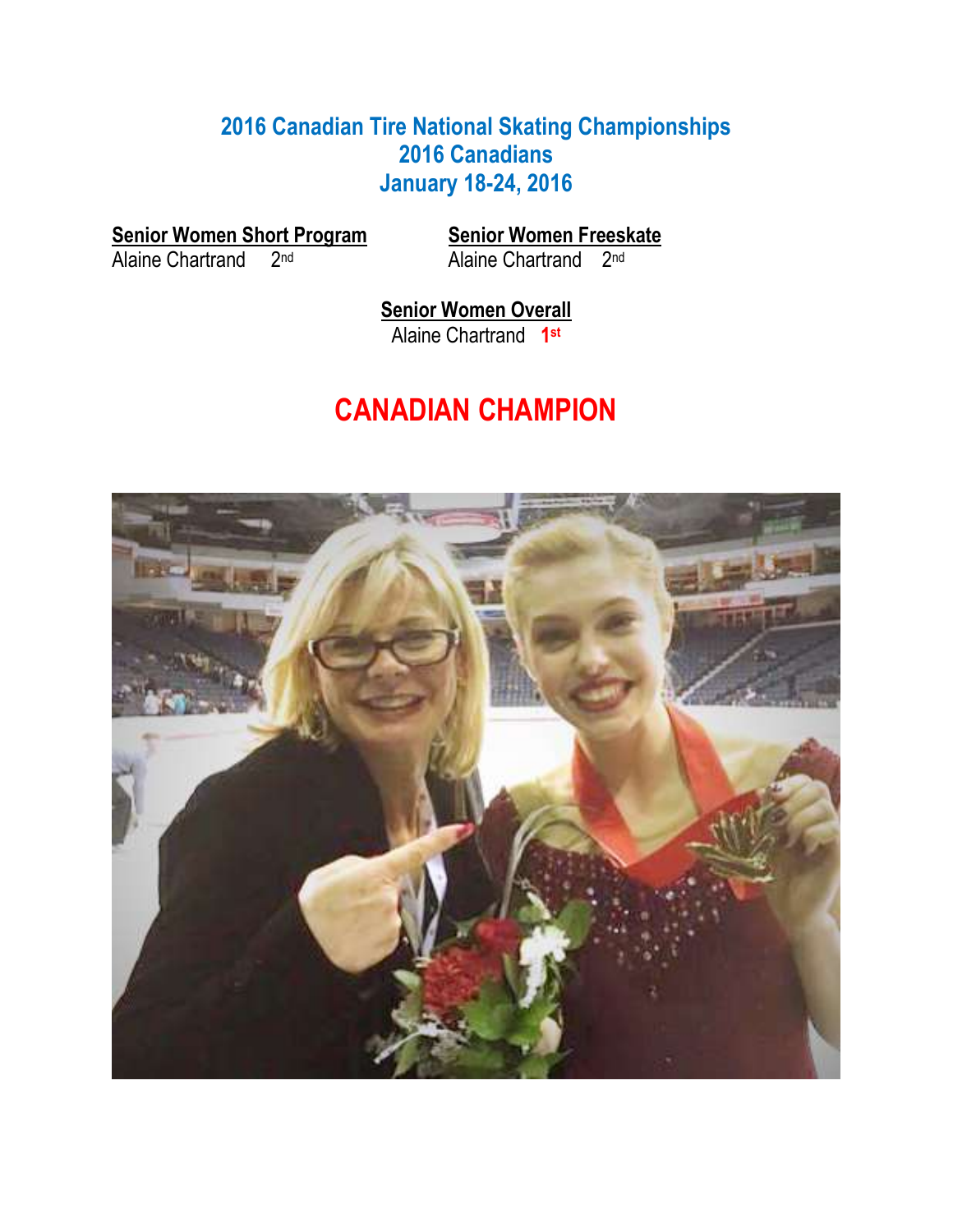# 2016 Canadian Tire National Skating Championships
# 2016 Canadians
# January 18-24, 2016

**Senior Women Short Program**
Alaine Chartrand 2nd

**Senior Women Freeskate**
Alaine Chartrand 2nd

**Senior Women Overall**
Alaine Chartrand **1st**

# CANADIAN CHAMPION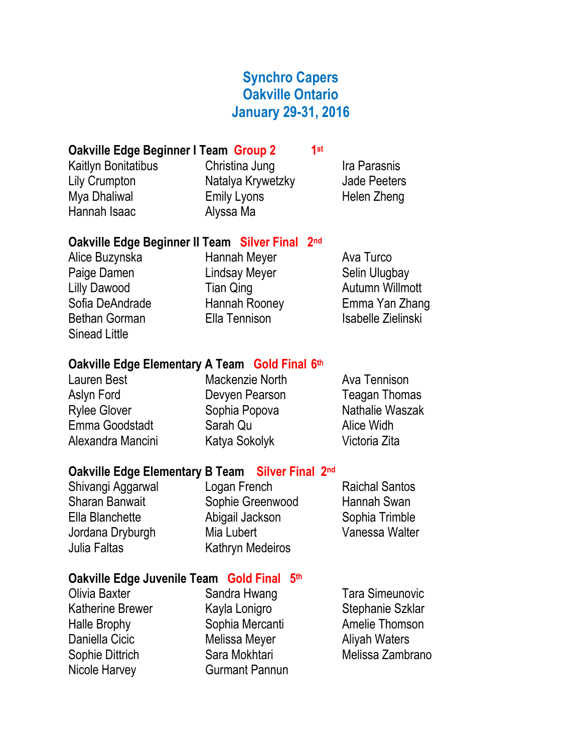# Synchro Capers
# Oakville Ontario
# January 29-31, 2016

**Oakville Edge Beginner I Team** **Group 2** **1st**

Kaitlyn Bonitatibus
Lily Crumpton
Mya Dhaliwal
Hannah Isaac
Christina Jung
Natalya Krywetzky
Emily Lyons
Alyssa Ma
Ira Parasnis
Jade Peeters
Helen Zheng

**Oakville Edge Beginner II Team** **Silver Final** **2nd**

Alice Buzynska
Paige Damen
Lilly Dawood
Sofia DeAndrade
Bethan Gorman
Sinead Little
Hannah Meyer
Lindsay Meyer
Tian Qing
Hannah Rooney
Ella Tennison
Ava Turco
Selin Ulugbay
Autumn Willmott
Emma Yan Zhang
Isabelle Zielinski

**Oakville Edge Elementary A Team** **Gold Final** **6th**

Lauren Best
Aslyn Ford
Rylee Glover
Emma Goodstadt
Alexandra Mancini
Mackenzie North
Devyen Pearson
Sophia Popova
Sarah Qu
Katya Sokolyk
Ava Tennison
Teagan Thomas
Nathalie Waszak
Alice Widh
Victoria Zita

**Oakville Edge Elementary B Team** **Silver Final** **2nd**

Shivangi Aggarwal
Sharan Banwait
Ella Blanchette
Jordana Dryburgh
Julia Faltas
Logan French
Sophie Greenwood
Abigail Jackson
Mia Lubert
Kathryn Medeiros
Raichal Santos
Hannah Swan
Sophia Trimble
Vanessa Walter

**Oakville Edge Juvenile Team** **Gold Final** **5th**

Olivia Baxter
Katherine Brewer
Halle Brophy
Daniella Cicic
Sophie Dittrich
Nicole Harvey
Sandra Hwang
Kayla Lonigro
Sophia Mercanti
Melissa Meyer
Sara Mokhtari
Gurmant Pannun
Tara Simeunovic
Stephanie Szklar
Amelie Thomson
Aliyah Waters
Melissa Zambrano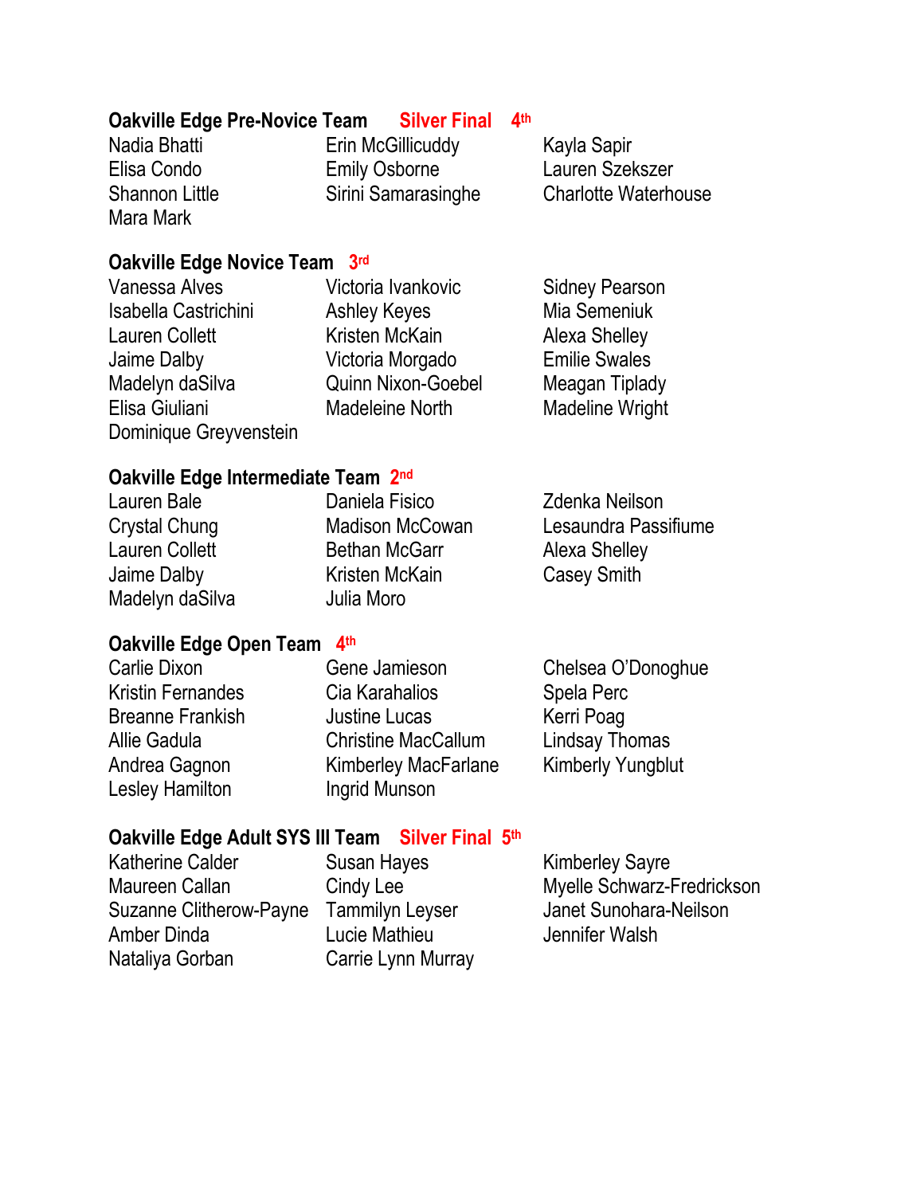**Oakville Edge Pre-Novice Team** **Silver Final** **4th**

Nadia Bhatti
Elisa Condo
Shannon Little
Mara Mark
Erin McGillicuddy
Emily Osborne
Sirini Samarasinghe
Kayla Sapir
Lauren Szekszer
Charlotte Waterhouse

**Oakville Edge Novice Team** **3rd**

Vanessa Alves
Isabella Castrichini
Lauren Collett
Jaime Dalby
Madelyn daSilva
Elisa Giuliani
Dominique Greyvenstein
Victoria Ivankovic
Ashley Keyes
Kristen McKain
Victoria Morgado
Quinn Nixon-Goebel
Madeleine North
Sidney Pearson
Mia Semeniuk
Alexa Shelley
Emilie Swales
Meagan Tiplady
Madeline Wright

**Oakville Edge Intermediate Team** **2nd**

Lauren Bale
Crystal Chung
Lauren Collett
Jaime Dalby
Madelyn daSilva
Daniela Fisico
Madison McCowan
Bethan McGarr
Kristen McKain
Julia Moro
Zdenka Neilson
Lesaundra Passifiume
Alexa Shelley
Casey Smith

**Oakville Edge Open Team** **4th**

Carlie Dixon
Kristin Fernandes
Breanne Frankish
Allie Gadula
Andrea Gagnon
Lesley Hamilton
Gene Jamieson
Cia Karahalios
Justine Lucas
Christine MacCallum
Kimberley MacFarlane
Ingrid Munson
Chelsea O'Donoghue
Spela Perc
Kerri Poag
Lindsay Thomas
Kimberly Yungblut

**Oakville Edge Adult SYS III Team** **Silver Final** **5th**

Katherine Calder
Maureen Callan
Suzanne Clitherow-Payne
Amber Dinda
Nataliya Gorban
Susan Hayes
Cindy Lee
Tammilyn Leyser
Lucie Mathieu
Carrie Lynn Murray
Kimberley Sayre
Myelle Schwarz-Fredrickson
Janet Sunohara-Neilson
Jennifer Walsh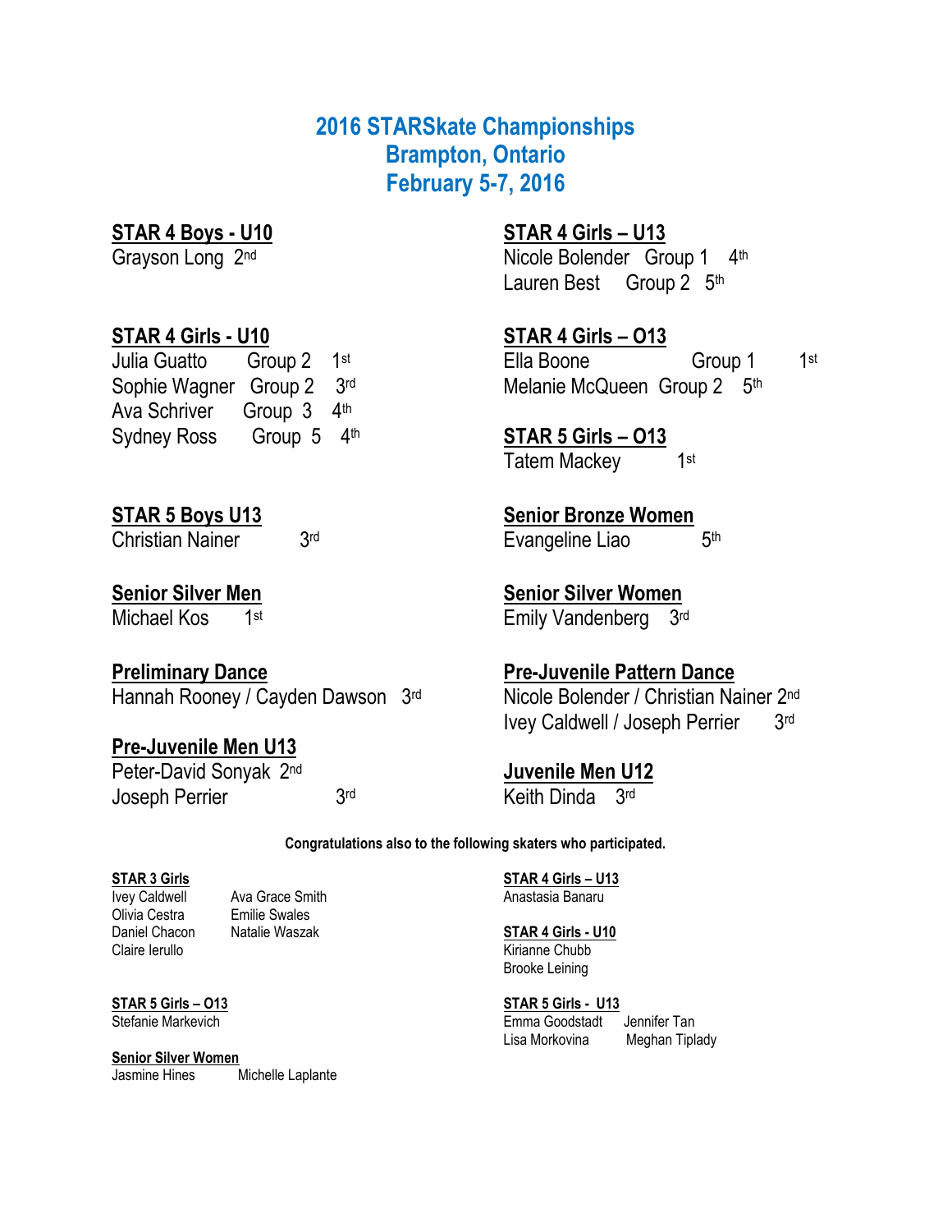# 2016 STARSkate Championships
# Brampton, Ontario
# February 5-7, 2016

**STAR 4 Boys - U10**
Grayson Long 2nd

**STAR 4 Girls - U10**
Julia Guatto Group 2 1st
Sophie Wagner Group 2 3rd
Ava Schriver Group 3 4th
Sydney Ross Group 5 4th

**STAR 5 Boys U13**
Christian Nainer 3rd

**Senior Silver Men**
Michael Kos 1st

**Preliminary Dance**
Hannah Rooney / Cayden Dawson 3rd

**Pre-Juvenile Men U13**
Peter-David Sonyak 2nd
Joseph Perrier 3rd

**STAR 4 Girls – U13**
Nicole Bolender Group 1 4th
Lauren Best Group 2 5th

**STAR 4 Girls – O13**
Ella Boone Group 1 1st
Melanie McQueen Group 2 5th

**STAR 5 Girls – O13**
Tatem Mackey 1st

**Senior Bronze Women**
Evangeline Liao 5th

**Senior Silver Women**
Emily Vandenberg 3rd

**Pre-Juvenile Pattern Dance**
Nicole Bolender / Christian Nainer 2nd
Ivey Caldwell / Joseph Perrier 3rd

**Juvenile Men U12**
Keith Dinda 3rd

**Congratulations also to the following skaters who participated.**

**STAR 3 Girls**
Ivey Caldwell
Olivia Cestra
Daniel Chacon
Claire Ierullo
Ava Grace Smith
Emilie Swales
Natalie Waszak

**STAR 5 Girls – O13**
Stefanie Markevich

**Senior Silver Women**
Jasmine Hines
Michelle Laplante

**STAR 4 Girls – U13**
Anastasia Banaru

**STAR 4 Girls - U10**
Kirianne Chubb
Brooke Leining

**STAR 5 Girls - U13**
Emma Goodstadt
Lisa Morkovina
Jennifer Tan
Meghan Tiplady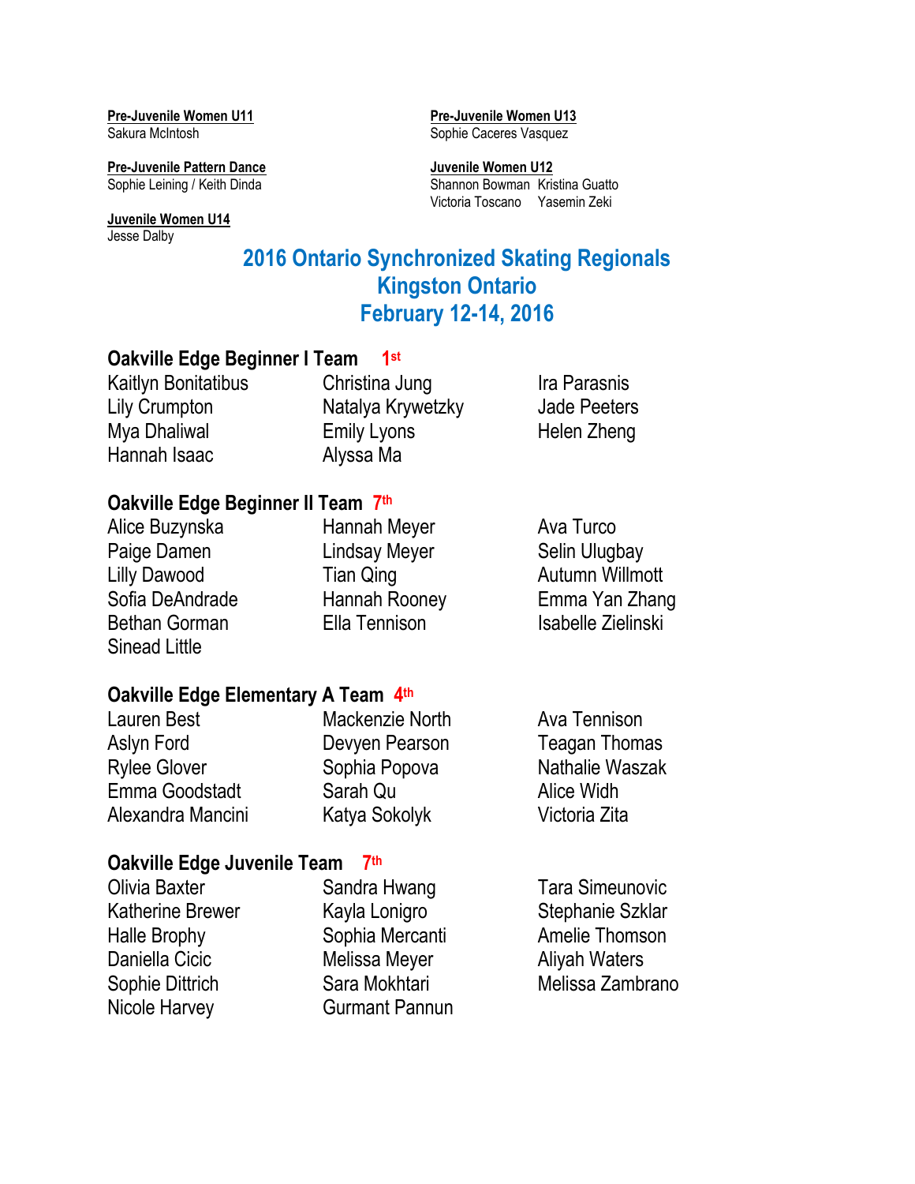**Pre-Juvenile Women U11**
Sakura McIntosh

**Pre-Juvenile Women U13**
Sophie Caceres Vasquez

**Pre-Juvenile Pattern Dance**
Sophie Leining / Keith Dinda

**Juvenile Women U12**
Shannon Bowman Kristina Guatto
Victoria Toscano Yasemin Zeki

**Juvenile Women U14**
Jesse Dalby

# 2016 Ontario Synchronized Skating Regionals
# Kingston Ontario
# February 12-14, 2016

### Oakville Edge Beginner I Team 1st

Kaitlyn Bonitatibus
Lily Crumpton
Mya Dhaliwal
Hannah Isaac
Christina Jung
Natalya Krywetzky
Emily Lyons
Alyssa Ma
Ira Parasnis
Jade Peeters
Helen Zheng

### Oakville Edge Beginner II Team 7th

Alice Buzynska
Paige Damen
Lilly Dawood
Sofia DeAndrade
Bethan Gorman
Sinead Little
Hannah Meyer
Lindsay Meyer
Tian Qing
Hannah Rooney
Ella Tennison
Ava Turco
Selin Ulugbay
Autumn Willmott
Emma Yan Zhang
Isabelle Zielinski

### Oakville Edge Elementary A Team 4th

Lauren Best
Aslyn Ford
Rylee Glover
Emma Goodstadt
Alexandra Mancini
Mackenzie North
Devyen Pearson
Sophia Popova
Sarah Qu
Katya Sokolyk
Ava Tennison
Teagan Thomas
Nathalie Waszak
Alice Widh
Victoria Zita

### Oakville Edge Juvenile Team 7th

Olivia Baxter
Katherine Brewer
Halle Brophy
Daniella Cicic
Sophie Dittrich
Nicole Harvey
Sandra Hwang
Kayla Lonigro
Sophia Mercanti
Melissa Meyer
Sara Mokhtari
Gurmant Pannun
Tara Simeunovic
Stephanie Szklar
Amelie Thomson
Aliyah Waters
Melissa Zambrano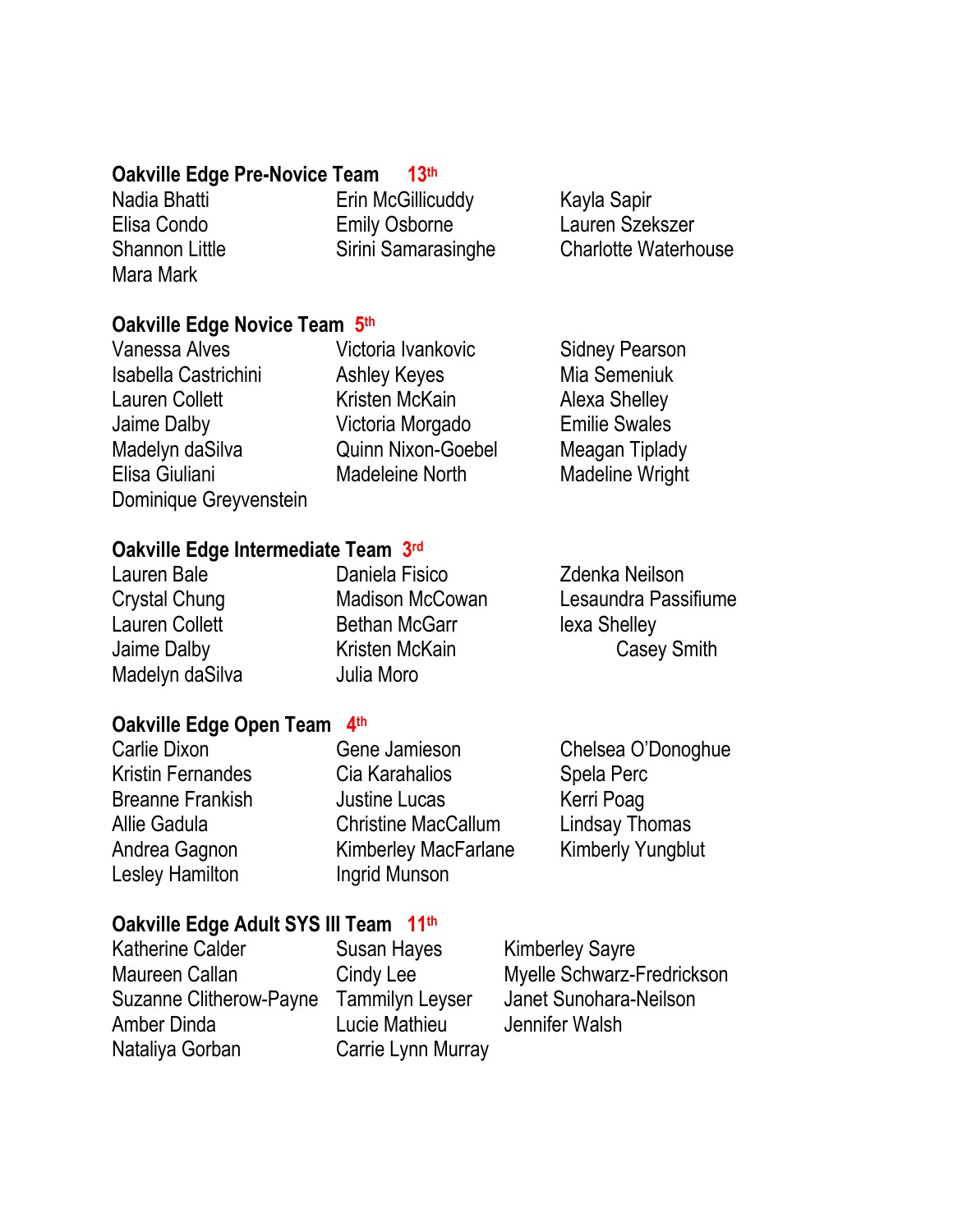**Oakville Edge Pre-Novice Team** 13th

Nadia Bhatti
Elisa Condo
Shannon Little
Mara Mark
Erin McGillicuddy
Emily Osborne
Sirini Samarasinghe
Kayla Sapir
Lauren Szekszer
Charlotte Waterhouse

**Oakville Edge Novice Team** 5th

Vanessa Alves
Isabella Castrichini
Lauren Collett
Jaime Dalby
Madelyn daSilva
Elisa Giuliani
Dominique Greyvenstein
Victoria Ivankovic
Ashley Keyes
Kristen McKain
Victoria Morgado
Quinn Nixon-Goebel
Madeleine North
Sidney Pearson
Mia Semeniuk
Alexa Shelley
Emilie Swales
Meagan Tiplady
Madeline Wright

**Oakville Edge Intermediate Team** 3rd

Lauren Bale
Crystal Chung
Lauren Collett
Jaime Dalby
Madelyn daSilva
Daniela Fisico
Madison McCowan
Bethan McGarr
Kristen McKain
Julia Moro
Zdenka Neilson
Lesaundra Passifiume
lexa Shelley
Casey Smith

**Oakville Edge Open Team** 4th

Carlie Dixon
Kristin Fernandes
Breanne Frankish
Allie Gadula
Andrea Gagnon
Lesley Hamilton
Gene Jamieson
Cia Karahalios
Justine Lucas
Christine MacCallum
Kimberley MacFarlane
Ingrid Munson
Chelsea O'Donoghue
Spela Perc
Kerri Poag
Lindsay Thomas
Kimberly Yungblut

**Oakville Edge Adult SYS III Team** 11th

Katherine Calder
Maureen Callan
Suzanne Clitherow-Payne
Amber Dinda
Nataliya Gorban
Susan Hayes
Cindy Lee
Tammilyn Leyser
Lucie Mathieu
Carrie Lynn Murray
Kimberley Sayre
Myelle Schwarz-Fredrickson
Janet Sunohara-Neilson
Jennifer Walsh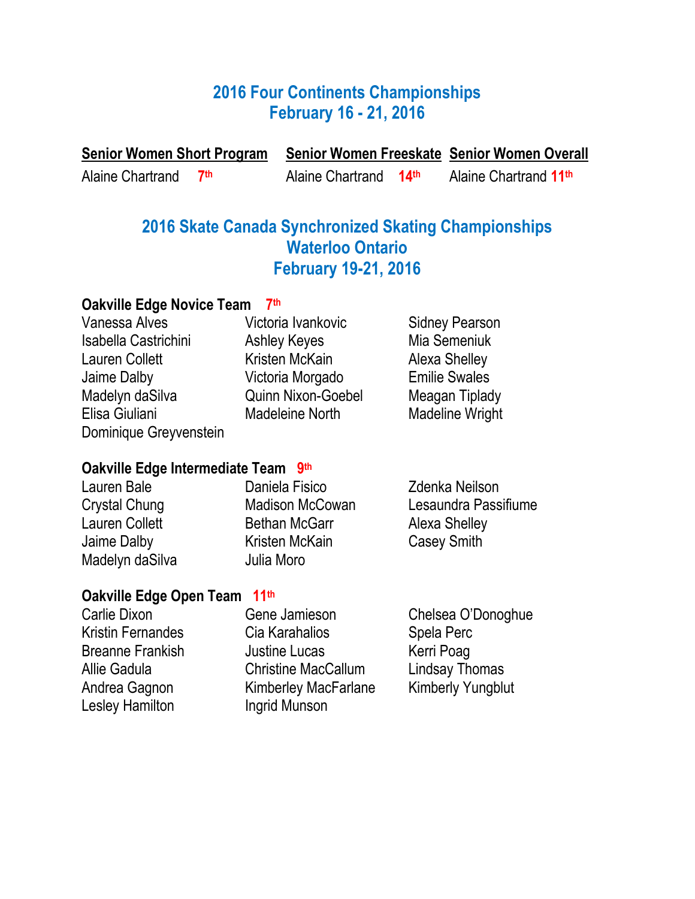## 2016 Four Continents Championships
## February 16 - 21, 2016

| Senior Women Short Program | Senior Women Freeskate | Senior Women Overall |
|---|---|---|
| Alaine Chartrand 7th | Alaine Chartrand 14th | Alaine Chartrand 11th |

## 2016 Skate Canada Synchronized Skating Championships
## Waterloo Ontario
## February 19-21, 2016

**Oakville Edge Novice Team 7th**

Vanessa Alves
Isabella Castrichini
Lauren Collett
Jaime Dalby
Madelyn daSilva
Elisa Giuliani
Dominique Greyvenstein
Victoria Ivankovic
Ashley Keyes
Kristen McKain
Victoria Morgado
Quinn Nixon-Goebel
Madeleine North
Sidney Pearson
Mia Semeniuk
Alexa Shelley
Emilie Swales
Meagan Tiplady
Madeline Wright

**Oakville Edge Intermediate Team 9th**

Lauren Bale
Crystal Chung
Lauren Collett
Jaime Dalby
Madelyn daSilva
Daniela Fisico
Madison McCowan
Bethan McGarr
Kristen McKain
Julia Moro
Zdenka Neilson
Lesaundra Passifiume
Alexa Shelley
Casey Smith

**Oakville Edge Open Team 11th**

Carlie Dixon
Kristin Fernandes
Breanne Frankish
Allie Gadula
Andrea Gagnon
Lesley Hamilton
Gene Jamieson
Cia Karahalios
Justine Lucas
Christine MacCallum
Kimberley MacFarlane
Ingrid Munson
Chelsea O'Donoghue
Spela Perc
Kerri Poag
Lindsay Thomas
Kimberly Yungblut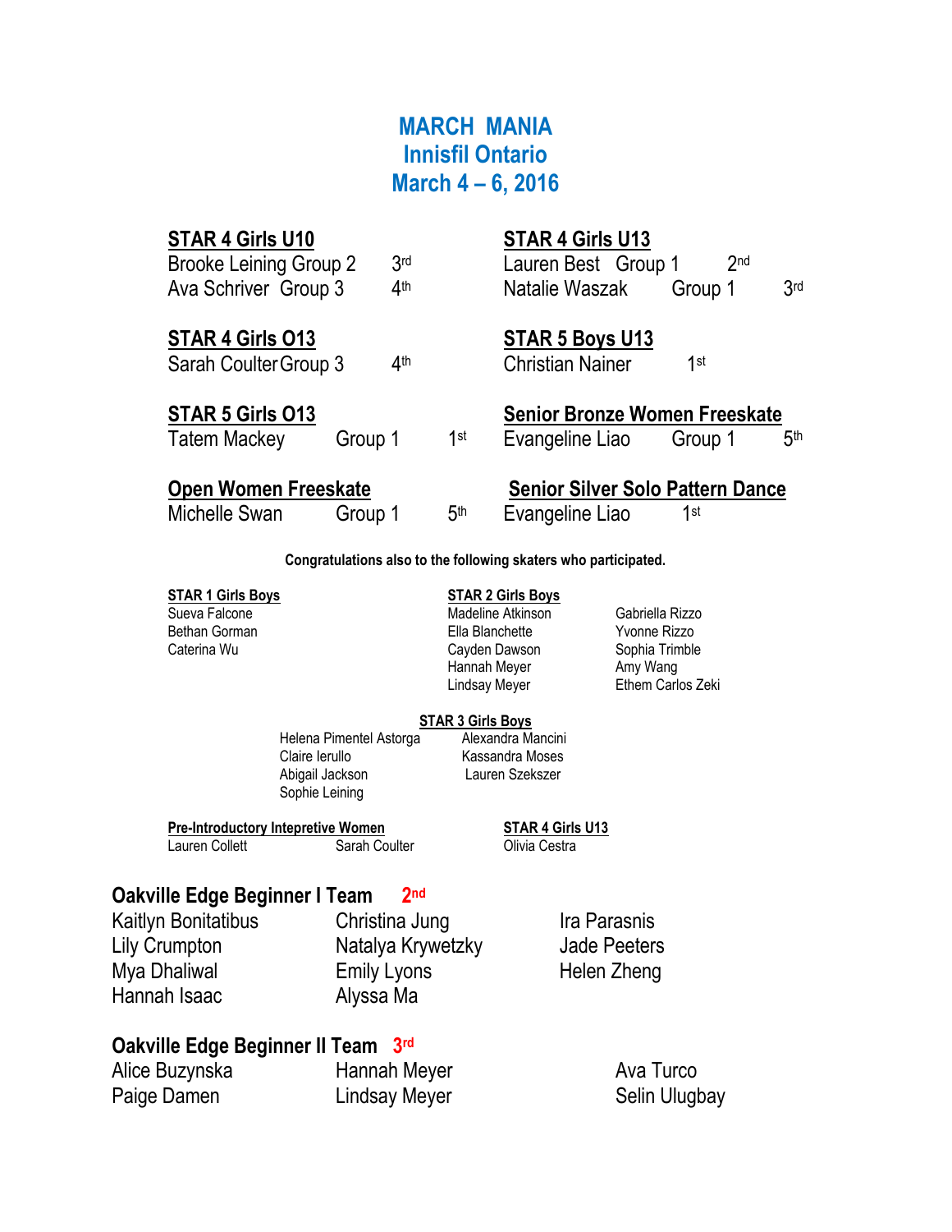# MARCH MANIA
# Innisfil Ontario
# March 4 – 6, 2016

**STAR 4 Girls U10**

Brooke Leining Group 2 3rd
Ava Schriver Group 3 4th

**STAR 4 Girls U13**

Lauren Best Group 1 2nd
Natalie Waszak Group 1 3rd

**STAR 4 Girls O13**

Sarah Coulter Group 3 4th

**STAR 5 Boys U13**

Christian Nainer 1st

**STAR 5 Girls O13**

Tatem Mackey Group 1 1st

**Senior Bronze Women Freeskate**

Evangeline Liao Group 1 5th

**Open Women Freeskate**

Michelle Swan Group 1 5th

**Senior Silver Solo Pattern Dance**

Evangeline Liao 1st

**Congratulations also to the following skaters who participated.**

**STAR 1 Girls Boys**

Sueva Falcone
Bethan Gorman
Caterina Wu

**STAR 2 Girls Boys**

Madeline Atkinson
Ella Blanchette
Cayden Dawson
Hannah Meyer
Lindsay Meyer
Gabriella Rizzo
Yvonne Rizzo
Sophia Trimble
Amy Wang
Ethem Carlos Zeki

**STAR 3 Girls Boys**

Helena Pimentel Astorga
Claire Ierullo
Abigail Jackson
Sophie Leining
Alexandra Mancini
Kassandra Moses
Lauren Szekszer

**Pre-Introductory Intepretive Women**

Lauren Collett
Sarah Coulter

**STAR 4 Girls U13**

Olivia Cestra

## Oakville Edge Beginner I Team 2nd

Kaitlyn Bonitatibus
Lily Crumpton
Mya Dhaliwal
Hannah Isaac
Christina Jung
Natalya Krywetzky
Emily Lyons
Alyssa Ma
Ira Parasnis
Jade Peeters
Helen Zheng

## Oakville Edge Beginner II Team 3rd

Alice Buzynska
Paige Damen
Hannah Meyer
Lindsay Meyer
Ava Turco
Selin Ulugbay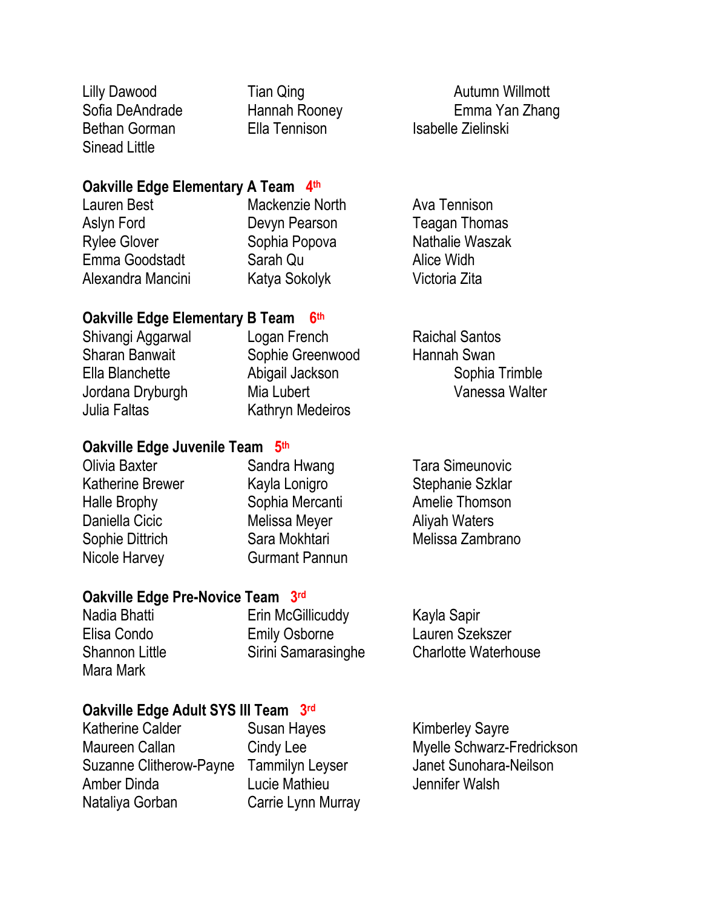Lilly Dawood
Sofia DeAndrade
Bethan Gorman
Sinead Little
Tian Qing
Hannah Rooney
Ella Tennison
Autumn Willmott
Emma Yan Zhang
Isabelle Zielinski

**Oakville Edge Elementary A Team 4th**

Lauren Best
Aslyn Ford
Rylee Glover
Emma Goodstadt
Alexandra Mancini
Mackenzie North
Devyn Pearson
Sophia Popova
Sarah Qu
Katya Sokolyk
Ava Tennison
Teagan Thomas
Nathalie Waszak
Alice Widh
Victoria Zita

**Oakville Edge Elementary B Team 6th**

Shivangi Aggarwal
Sharan Banwait
Ella Blanchette
Jordana Dryburgh
Julia Faltas
Logan French
Sophie Greenwood
Abigail Jackson
Mia Lubert
Kathryn Medeiros
Raichal Santos
Hannah Swan
Sophia Trimble
Vanessa Walter

**Oakville Edge Juvenile Team 5th**

Olivia Baxter
Katherine Brewer
Halle Brophy
Daniella Cicic
Sophie Dittrich
Nicole Harvey
Sandra Hwang
Kayla Lonigro
Sophia Mercanti
Melissa Meyer
Sara Mokhtari
Gurmant Pannun
Tara Simeunovic
Stephanie Szklar
Amelie Thomson
Aliyah Waters
Melissa Zambrano

**Oakville Edge Pre-Novice Team 3rd**

Nadia Bhatti
Elisa Condo
Shannon Little
Mara Mark
Erin McGillicuddy
Emily Osborne
Sirini Samarasinghe
Kayla Sapir
Lauren Szekszer
Charlotte Waterhouse

**Oakville Edge Adult SYS III Team 3rd**

Katherine Calder
Maureen Callan
Suzanne Clitherow-Payne
Amber Dinda
Nataliya Gorban
Susan Hayes
Cindy Lee
Tammilyn Leyser
Lucie Mathieu
Carrie Lynn Murray
Kimberley Sayre
Myelle Schwarz-Fredrickson
Janet Sunohara-Neilson
Jennifer Walsh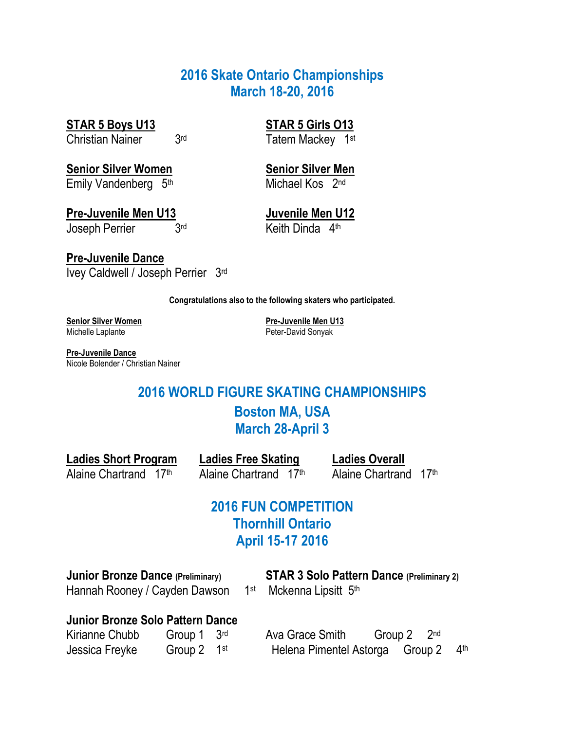## 2016 Skate Ontario Championships
## March 18-20, 2016

**STAR 5 Boys U13**
Christian Nainer 3rd

**STAR 5 Girls O13**
Tatem Mackey 1st

**Senior Silver Women**
Emily Vandenberg 5th

**Senior Silver Men**
Michael Kos 2nd

**Pre-Juvenile Men U13**
Joseph Perrier 3rd

**Juvenile Men U12**
Keith Dinda 4th

**Pre-Juvenile Dance**
Ivey Caldwell / Joseph Perrier 3rd

**Congratulations also to the following skaters who participated.**

**Senior Silver Women**
Michelle Laplante

**Pre-Juvenile Men U13**
Peter-David Sonyak

**Pre-Juvenile Dance**
Nicole Bolender / Christian Nainer

## 2016 WORLD FIGURE SKATING CHAMPIONSHIPS
## Boston MA, USA
## March 28-April 3

**Ladies Short Program**
Alaine Chartrand 17th

**Ladies Free Skating**
Alaine Chartrand 17th

**Ladies Overall**
Alaine Chartrand 17th

## 2016 FUN COMPETITION
## Thornhill Ontario
## April 15-17 2016

**Junior Bronze Dance (Preliminary)**
Hannah Rooney / Cayden Dawson 1st

**STAR 3 Solo Pattern Dance (Preliminary 2)**
Mckenna Lipsitt 5th

**Junior Bronze Solo Pattern Dance**

| | | |
|---|---|---|
| Kirianne Chubb | Group 1 | 3rd |
| Jessica Freyke | Group 2 | 1st |
| Ava Grace Smith | Group 2 | 2nd |
| Helena Pimentel Astorga | Group 2 | 4th |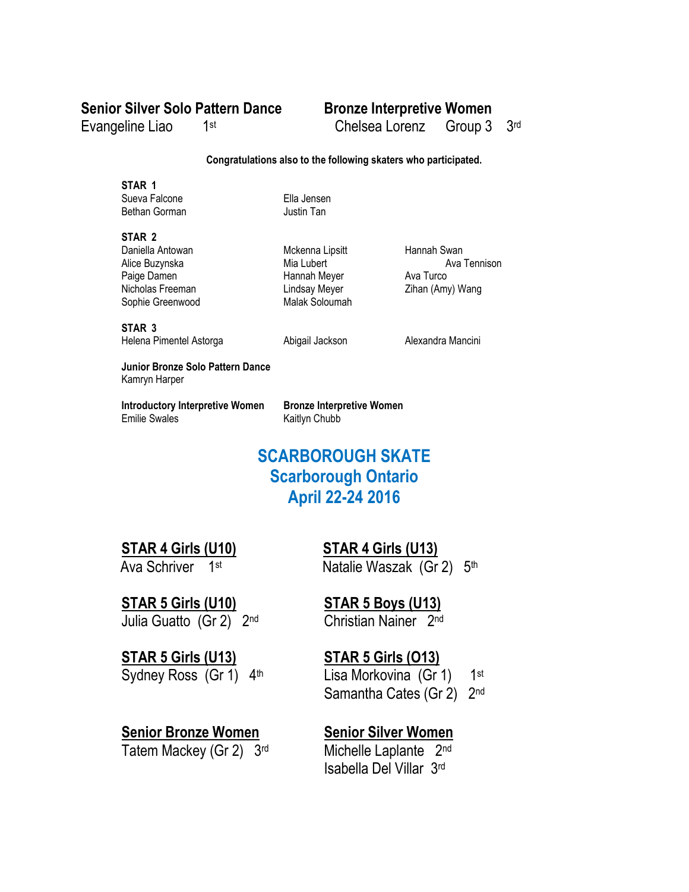**Senior Silver Solo Pattern Dance**
Evangeline Liao 1st

**Bronze Interpretive Women**
Chelsea Lorenz Group 3 3rd

**Congratulations also to the following skaters who participated.**

**STAR 1**
Sueva Falcone
Bethan Gorman
Ella Jensen
Justin Tan

**STAR 2**
Daniella Antowan
Alice Buzynska
Paige Damen
Nicholas Freeman
Sophie Greenwood
Mckenna Lipsitt
Mia Lubert
Hannah Meyer
Lindsay Meyer
Malak Soloumah
Hannah Swan
Ava Tennison
Ava Turco
Zihan (Amy) Wang

**STAR 3**
Helena Pimentel Astorga
Abigail Jackson
Alexandra Mancini

**Junior Bronze Solo Pattern Dance**
Kamryn Harper

**Introductory Interpretive Women**
Emilie Swales

**Bronze Interpretive Women**
Kaitlyn Chubb

# SCARBOROUGH SKATE
## Scarborough Ontario
## April 22-24 2016

**STAR 4 Girls (U10)**
Ava Schriver 1st

**STAR 4 Girls (U13)**
Natalie Waszak (Gr 2) 5th

**STAR 5 Girls (U10)**
Julia Guatto (Gr 2) 2nd

**STAR 5 Boys (U13)**
Christian Nainer 2nd

**STAR 5 Girls (U13)**
Sydney Ross (Gr 1) 4th

**STAR 5 Girls (O13)**
Lisa Morkovina (Gr 1) 1st
Samantha Cates (Gr 2) 2nd

**Senior Bronze Women**
Tatem Mackey (Gr 2) 3rd

**Senior Silver Women**
Michelle Laplante 2nd
Isabella Del Villar 3rd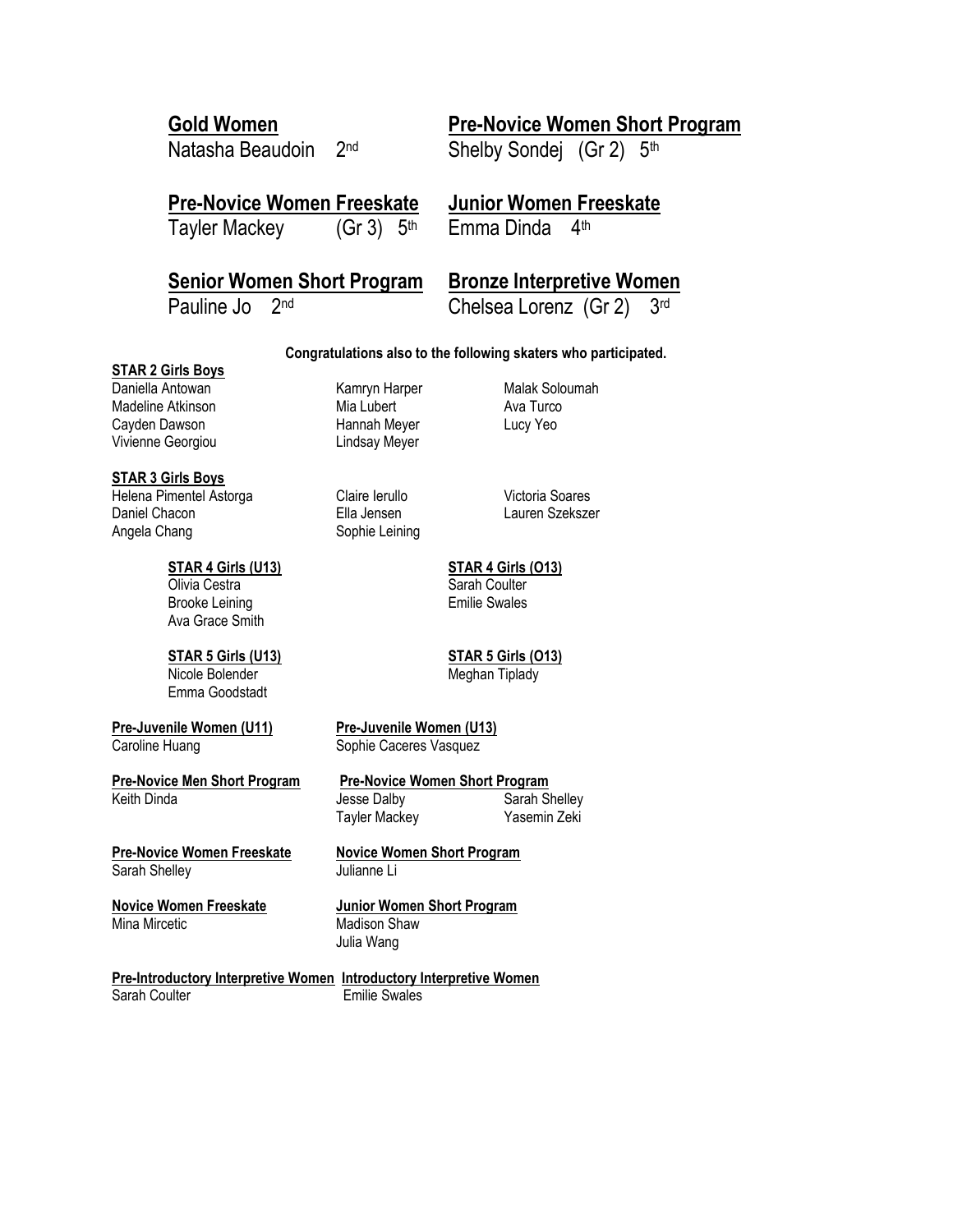**Gold Women**
Natasha Beaudoin 2nd

**Pre-Novice Women Short Program**
Shelby Sondej (Gr 2) 5th

**Pre-Novice Women Freeskate**
Tayler Mackey (Gr 3) 5th

**Junior Women Freeskate**
Emma Dinda 4th

**Senior Women Short Program**
Pauline Jo 2nd

**Bronze Interpretive Women**
Chelsea Lorenz (Gr 2) 3rd

**Congratulations also to the following skaters who participated.**

**STAR 2 Girls Boys**

Daniella Antowan
Madeline Atkinson
Cayden Dawson
Vivienne Georgiou
Kamryn Harper
Mia Lubert
Hannah Meyer
Lindsay Meyer
Malak Soloumah
Ava Turco
Lucy Yeo

**STAR 3 Girls Boys**

Helena Pimentel Astorga
Daniel Chacon
Angela Chang
Claire Ierullo
Ella Jensen
Sophie Leining
Victoria Soares
Lauren Szekszer

**STAR 4 Girls (U13)**

Olivia Cestra
Brooke Leining
Ava Grace Smith

**STAR 4 Girls (O13)**

Sarah Coulter
Emilie Swales

**STAR 5 Girls (U13)**

Nicole Bolender
Emma Goodstadt

**STAR 5 Girls (O13)**

Meghan Tiplady

**Pre-Juvenile Women (U11)**

Caroline Huang

**Pre-Juvenile Women (U13)**

Sophie Caceres Vasquez

**Pre-Novice Men Short Program**

Keith Dinda

**Pre-Novice Women Short Program**

Jesse Dalby
Tayler Mackey
Sarah Shelley
Yasemin Zeki

**Pre-Novice Women Freeskate**

Sarah Shelley

**Novice Women Short Program**

Julianne Li

**Novice Women Freeskate**

Mina Mircetic

**Junior Women Short Program**

Madison Shaw
Julia Wang

**Pre-Introductory Interpretive Women**

Sarah Coulter

**Introductory Interpretive Women**

Emilie Swales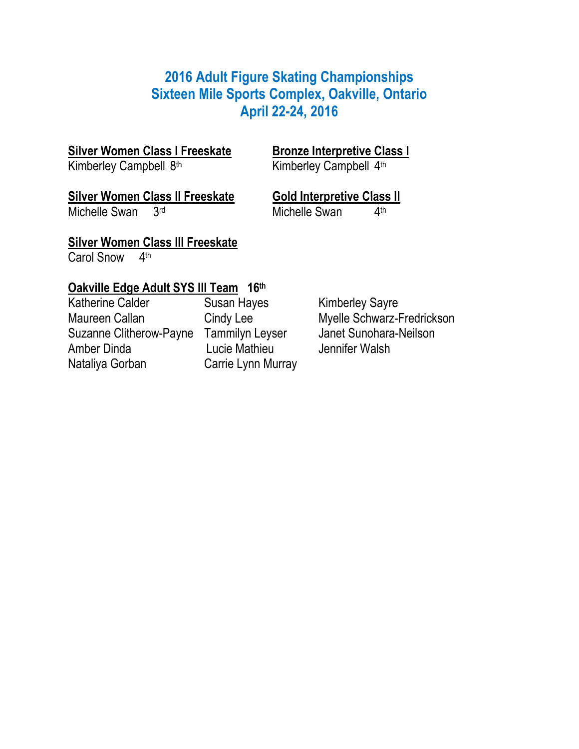# 2016 Adult Figure Skating Championships
# Sixteen Mile Sports Complex, Oakville, Ontario
# April 22-24, 2016

**Silver Women Class I Freeskate**
Kimberley Campbell 8th

**Silver Women Class II Freeskate**
Michelle Swan 3rd

**Silver Women Class III Freeskate**
Carol Snow 4th

**Bronze Interpretive Class I**
Kimberley Campbell 4th

**Gold Interpretive Class II**
Michelle Swan 4th

**Oakville Edge Adult SYS III Team 16th**

| | | |
|---|---|---|
| Katherine Calder | Susan Hayes | Kimberley Sayre |
| Maureen Callan | Cindy Lee | Myelle Schwarz-Fredrickson |
| Suzanne Clitherow-Payne | Tammilyn Leyser | Janet Sunohara-Neilson |
| Amber Dinda | Lucie Mathieu | Jennifer Walsh |
| Nataliya Gorban | Carrie Lynn Murray | |